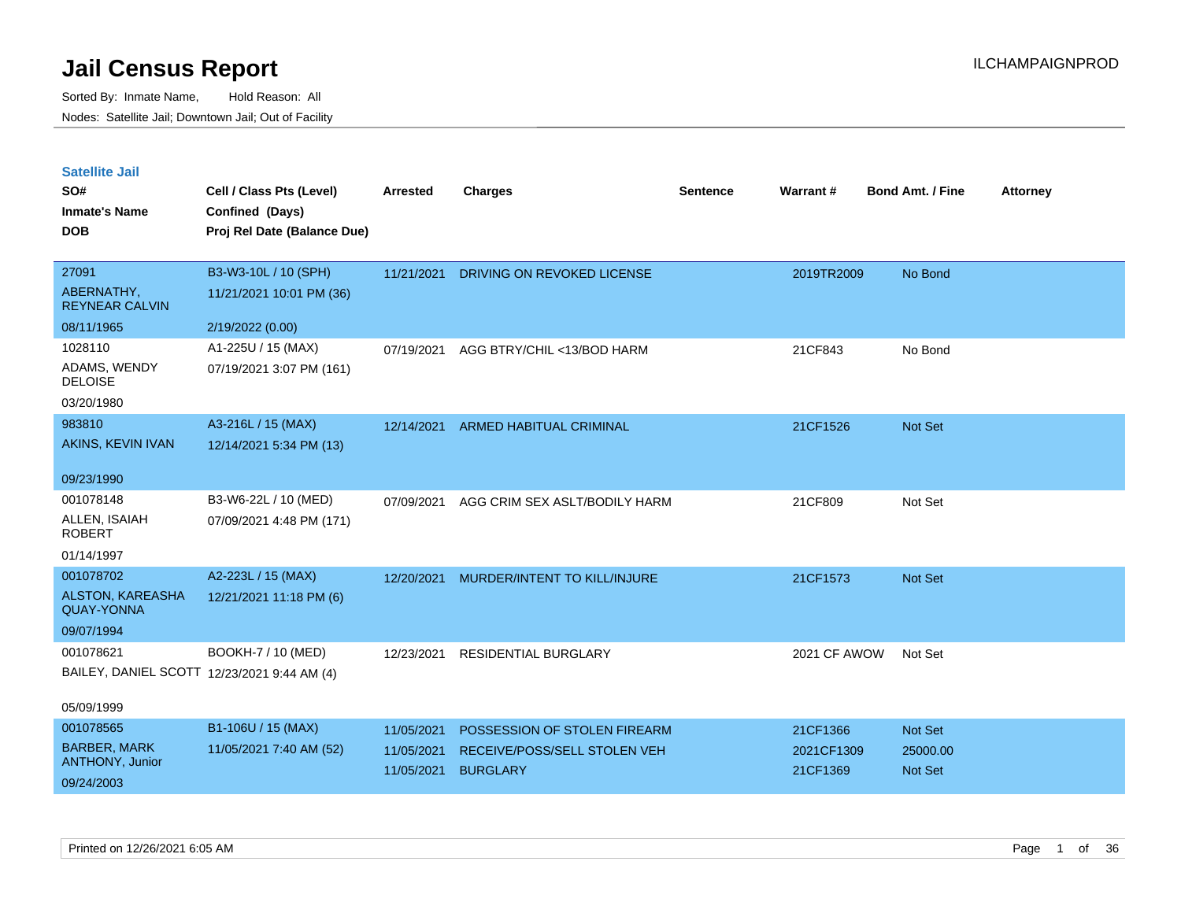# Jail Census Report

Sorted By: Inmate Name, Hold Reason: All

Nodes: Satellite Jail; Downtown Jail; Out of Facility

ILCHAMPAIGNPROD

## Satellite Jail

| SO# / Inmate's Name / DOB | Cell / Class Pts (Level) / Confined (Days) / Proj Rel Date (Balance Due) | Arrested | Charges | Sentence | Warrant # | Bond Amt. / Fine | Attorney |
|---|---|---|---|---|---|---|---|
| 27091<br>ABERNATHY, REYNEAR CALVIN<br>08/11/1965 | B3-W3-10L / 10 (SPH)<br>11/21/2021 10:01 PM (36)<br>2/19/2022 (0.00) | 11/21/2021 | DRIVING ON REVOKED LICENSE | | 2019TR2009 | No Bond | |
| 1028110<br>ADAMS, WENDY DELOISE<br>03/20/1980 | A1-225U / 15 (MAX)<br>07/19/2021 3:07 PM (161) | 07/19/2021 | AGG BTRY/CHIL <13/BOD HARM | | 21CF843 | No Bond | |
| 983810<br>AKINS, KEVIN IVAN<br>09/23/1990 | A3-216L / 15 (MAX)<br>12/14/2021 5:34 PM (13) | 12/14/2021 | ARMED HABITUAL CRIMINAL | | 21CF1526 | Not Set | |
| 001078148<br>ALLEN, ISAIAH ROBERT<br>01/14/1997 | B3-W6-22L / 10 (MED)<br>07/09/2021 4:48 PM (171) | 07/09/2021 | AGG CRIM SEX ASLT/BODILY HARM | | 21CF809 | Not Set | |
| 001078702<br>ALSTON, KAREASHA QUAY-YONNA<br>09/07/1994 | A2-223L / 15 (MAX)<br>12/21/2021 11:18 PM (6) | 12/20/2021 | MURDER/INTENT TO KILL/INJURE | | 21CF1573 | Not Set | |
| 001078621<br>BAILEY, DANIEL SCOTT<br>05/09/1999 | BOOKH-7 / 10 (MED)<br>12/23/2021 9:44 AM (4) | 12/23/2021 | RESIDENTIAL BURGLARY | | 2021 CF AWOW | Not Set | |
| 001078565<br>BARBER, MARK ANTHONY, Junior<br>09/24/2003 | B1-106U / 15 (MAX)<br>11/05/2021 7:40 AM (52) | 11/05/2021<br>11/05/2021<br>11/05/2021 | POSSESSION OF STOLEN FIREARM<br>RECEIVE/POSS/SELL STOLEN VEH<br>BURGLARY | | 21CF1366<br>2021CF1309<br>21CF1369 | Not Set<br>25000.00<br>Not Set | |

Printed on 12/26/2021 6:05 AM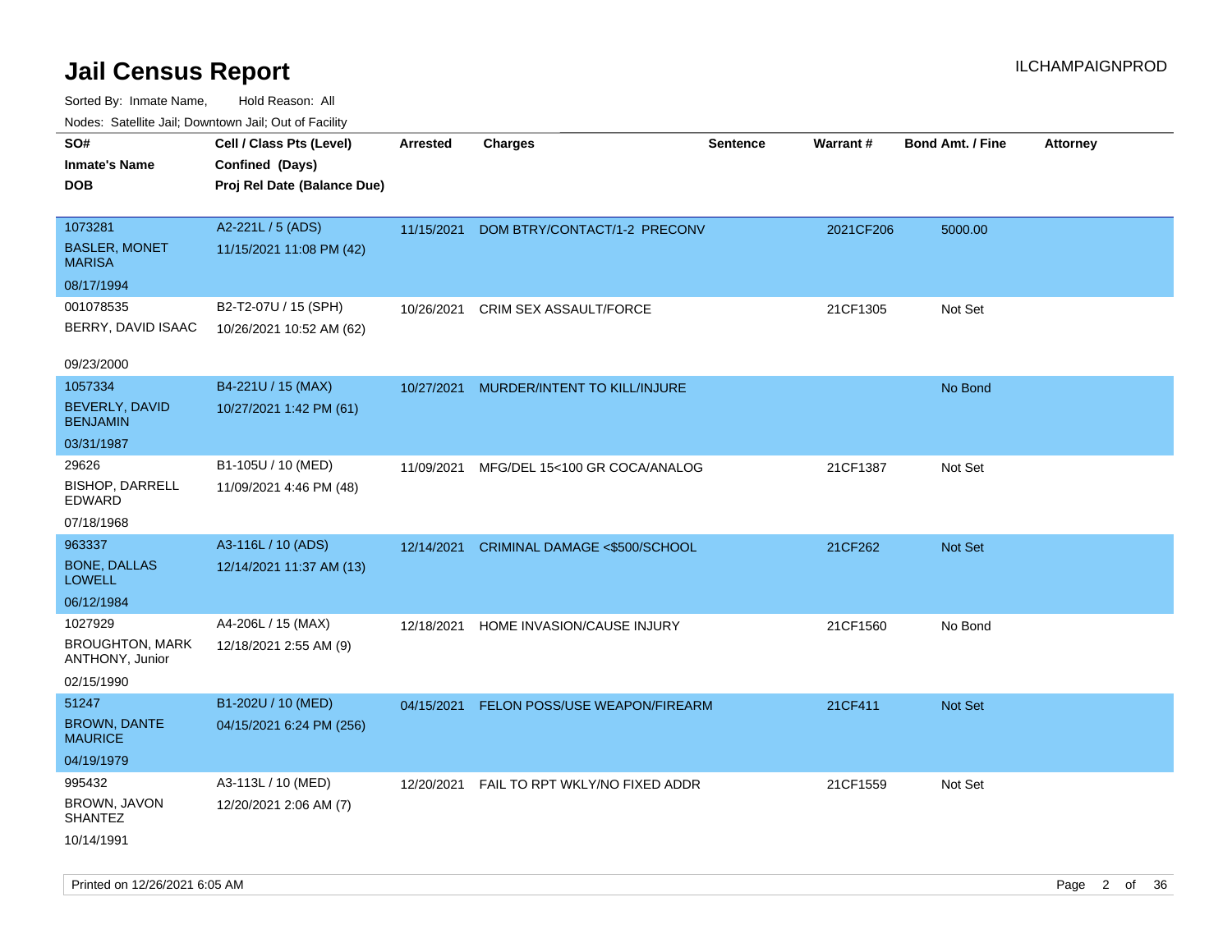# Jail Census Report

ILCHAMPAIGNPROD

Sorted By: Inmate Name, Hold Reason: All

Nodes: Satellite Jail; Downtown Jail; Out of Facility

| SO#<br>Inmate's Name<br>DOB | Cell / Class Pts (Level)<br>Confined (Days)<br>Proj Rel Date (Balance Due) | Arrested | Charges | Sentence | Warrant # | Bond Amt. / Fine | Attorney |
|---|---|---|---|---|---|---|---|
| 1073281<br>BASLER, MONET MARISA<br>08/17/1994 | A2-221L / 5 (ADS)<br>11/15/2021 11:08 PM (42) | 11/15/2021 | DOM BTRY/CONTACT/1-2 PRECONV | | 2021CF206 | 5000.00 | |
| 001078535<br>BERRY, DAVID ISAAC<br>09/23/2000 | B2-T2-07U / 15 (SPH)<br>10/26/2021 10:52 AM (62) | 10/26/2021 | CRIM SEX ASSAULT/FORCE | | 21CF1305 | Not Set | |
| 1057334<br>BEVERLY, DAVID BENJAMIN<br>03/31/1987 | B4-221U / 15 (MAX)<br>10/27/2021 1:42 PM (61) | 10/27/2021 | MURDER/INTENT TO KILL/INJURE | | | No Bond | |
| 29626<br>BISHOP, DARRELL EDWARD<br>07/18/1968 | B1-105U / 10 (MED)<br>11/09/2021 4:46 PM (48) | 11/09/2021 | MFG/DEL 15<100 GR COCA/ANALOG | | 21CF1387 | Not Set | |
| 963337<br>BONE, DALLAS LOWELL<br>06/12/1984 | A3-116L / 10 (ADS)<br>12/14/2021 11:37 AM (13) | 12/14/2021 | CRIMINAL DAMAGE <$500/SCHOOL | | 21CF262 | Not Set | |
| 1027929<br>BROUGHTON, MARK ANTHONY, Junior<br>02/15/1990 | A4-206L / 15 (MAX)<br>12/18/2021 2:55 AM (9) | 12/18/2021 | HOME INVASION/CAUSE INJURY | | 21CF1560 | No Bond | |
| 51247<br>BROWN, DANTE MAURICE<br>04/19/1979 | B1-202U / 10 (MED)<br>04/15/2021 6:24 PM (256) | 04/15/2021 | FELON POSS/USE WEAPON/FIREARM | | 21CF411 | Not Set | |
| 995432<br>BROWN, JAVON SHANTEZ<br>10/14/1991 | A3-113L / 10 (MED)<br>12/20/2021 2:06 AM (7) | 12/20/2021 | FAIL TO RPT WKLY/NO FIXED ADDR | | 21CF1559 | Not Set | |

Printed on 12/26/2021 6:05 AM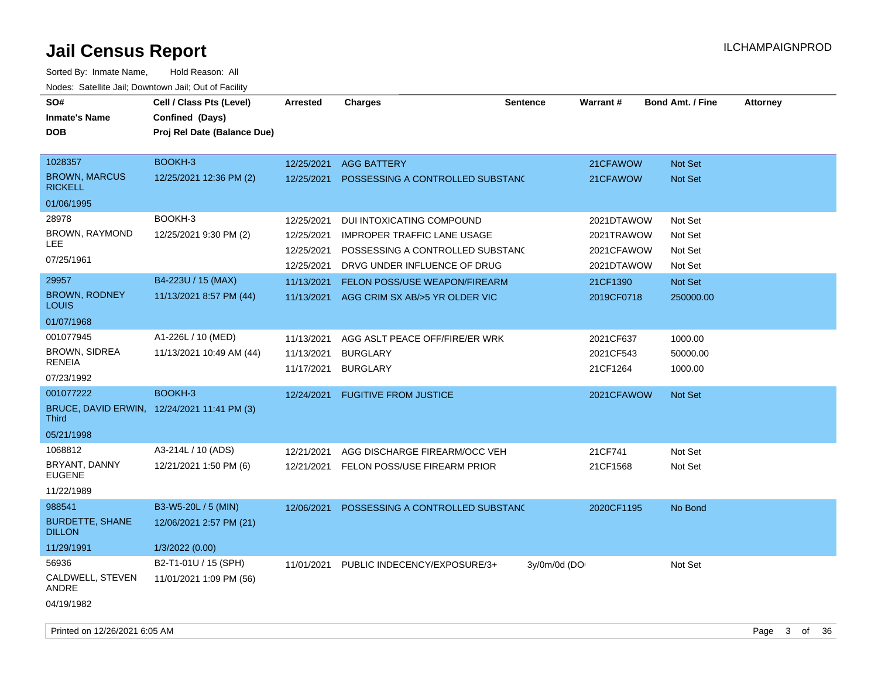# Jail Census Report

ILCHAMPAIGNPROD

Sorted By: Inmate Name, Hold Reason: All

Nodes: Satellite Jail; Downtown Jail; Out of Facility

| SO# / Inmate's Name / DOB | Cell / Class Pts (Level) / Confined (Days) / Proj Rel Date (Balance Due) | Arrested | Charges | Sentence | Warrant # | Bond Amt. / Fine | Attorney |
|---|---|---|---|---|---|---|---|
| 1028357 | BOOKH-3 | 12/25/2021 | AGG BATTERY | | 21CFAWOW | Not Set | |
| BROWN, MARCUS RICKELL | 12/25/2021 12:36 PM (2) | 12/25/2021 | POSSESSING A CONTROLLED SUBSTANC | | 21CFAWOW | Not Set | |
| 01/06/1995 | | | | | | | |
| 28978 | BOOKH-3 | 12/25/2021 | DUI INTOXICATING COMPOUND | | 2021DTAWOW | Not Set | |
| BROWN, RAYMOND LEE | 12/25/2021 9:30 PM (2) | 12/25/2021 | IMPROPER TRAFFIC LANE USAGE | | 2021TRAWOW | Not Set | |
| 07/25/1961 | | 12/25/2021 | POSSESSING A CONTROLLED SUBSTANC | | 2021CFAWOW | Not Set | |
| | | 12/25/2021 | DRVG UNDER INFLUENCE OF DRUG | | 2021DTAWOW | Not Set | |
| 29957 | B4-223U / 15 (MAX) | 11/13/2021 | FELON POSS/USE WEAPON/FIREARM | | 21CF1390 | Not Set | |
| BROWN, RODNEY LOUIS | 11/13/2021 8:57 PM (44) | 11/13/2021 | AGG CRIM SX AB/>5 YR OLDER VIC | | 2019CF0718 | 250000.00 | |
| 01/07/1968 | | | | | | | |
| 001077945 | A1-226L / 10 (MED) | 11/13/2021 | AGG ASLT PEACE OFF/FIRE/ER WRK | | 2021CF637 | 1000.00 | |
| BROWN, SIDREA RENEIA | 11/13/2021 10:49 AM (44) | 11/13/2021 | BURGLARY | | 2021CF543 | 50000.00 | |
| 07/23/1992 | | 11/17/2021 | BURGLARY | | 21CF1264 | 1000.00 | |
| 001077222 | BOOKH-3 | 12/24/2021 | FUGITIVE FROM JUSTICE | | 2021CFAWOW | Not Set | |
| BRUCE, DAVID ERWIN, Third | 12/24/2021 11:41 PM (3) | | | | | | |
| 05/21/1998 | | | | | | | |
| 1068812 | A3-214L / 10 (ADS) | 12/21/2021 | AGG DISCHARGE FIREARM/OCC VEH | | 21CF741 | Not Set | |
| BRYANT, DANNY EUGENE | 12/21/2021 1:50 PM (6) | 12/21/2021 | FELON POSS/USE FIREARM PRIOR | | 21CF1568 | Not Set | |
| 11/22/1989 | | | | | | | |
| 988541 | B3-W5-20L / 5 (MIN) | 12/06/2021 | POSSESSING A CONTROLLED SUBSTANC | | 2020CF1195 | No Bond | |
| BURDETTE, SHANE DILLON | 12/06/2021 2:57 PM (21) | | | | | | |
| 11/29/1991 | 1/3/2022 (0.00) | | | | | | |
| 56936 | B2-T1-01U / 15 (SPH) | 11/01/2021 | PUBLIC INDECENCY/EXPOSURE/3+ | 3y/0m/0d (DO | | Not Set | |
| CALDWELL, STEVEN ANDRE | 11/01/2021 1:09 PM (56) | | | | | | |
| 04/19/1982 | | | | | | | |

Printed on 12/26/2021 6:05 AM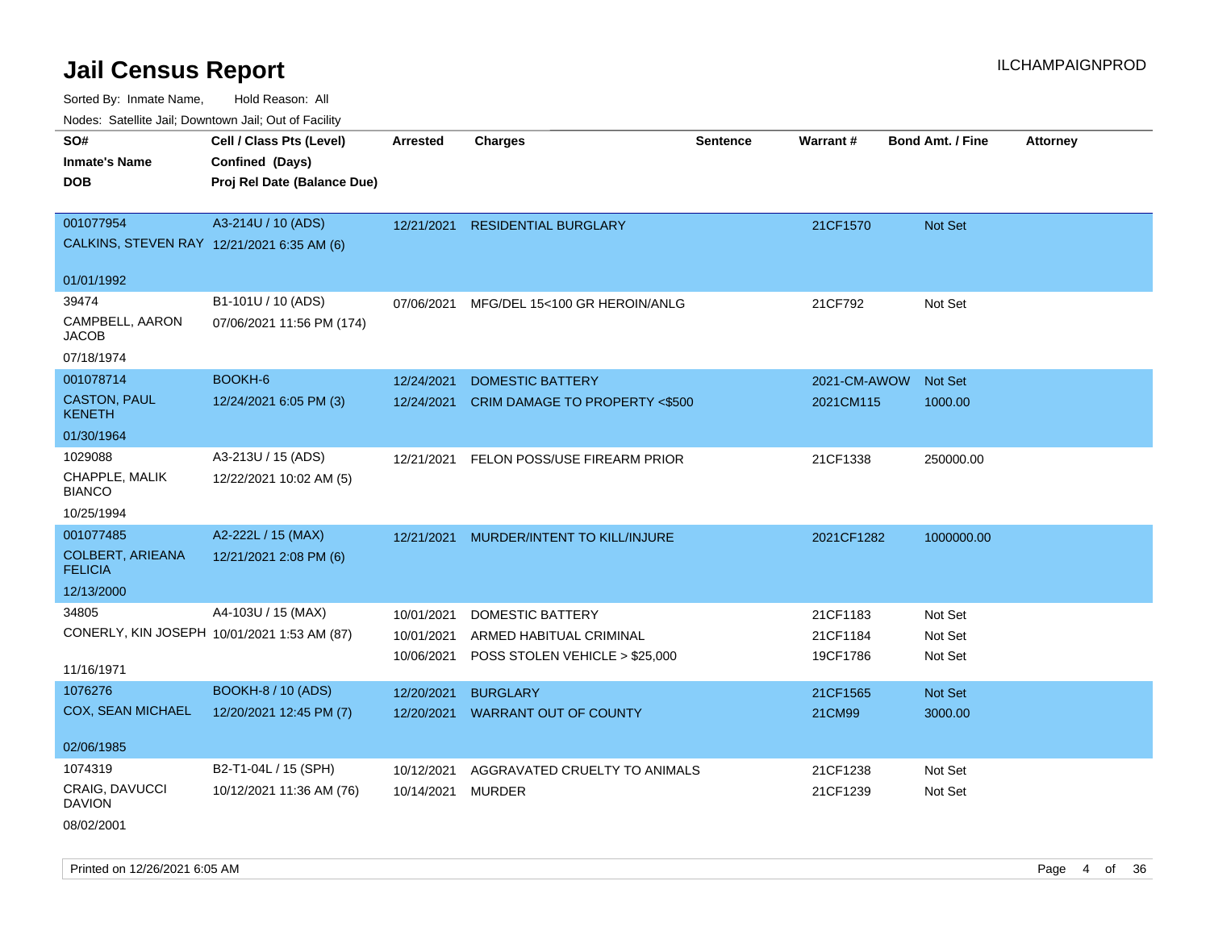# Jail Census Report

ILCHAMPAIGNPROD

Sorted By: Inmate Name, Hold Reason: All

Nodes: Satellite Jail; Downtown Jail; Out of Facility

| SO# / Inmate's Name / DOB | Cell / Class Pts (Level) / Confined (Days) / Proj Rel Date (Balance Due) | Arrested | Charges | Sentence | Warrant # | Bond Amt. / Fine | Attorney |
|---|---|---|---|---|---|---|---|
| 001077954<br>CALKINS, STEVEN RAY<br>01/01/1992 | A3-214U / 10 (ADS)<br>12/21/2021 6:35 AM (6) | 12/21/2021 | RESIDENTIAL BURGLARY | | 21CF1570 | Not Set | |
| 39474<br>CAMPBELL, AARON JACOB<br>07/18/1974 | B1-101U / 10 (ADS)<br>07/06/2021 11:56 PM (174) | 07/06/2021 | MFG/DEL 15<100 GR HEROIN/ANLG | | 21CF792 | Not Set | |
| 001078714<br>CASTON, PAUL KENETH<br>01/30/1964 | BOOKH-6<br>12/24/2021 6:05 PM (3) | 12/24/2021<br>12/24/2021 | DOMESTIC BATTERY<br>CRIM DAMAGE TO PROPERTY <$500 | | 2021-CM-AWOW<br>2021CM115 | Not Set<br>1000.00 | |
| 1029088<br>CHAPPLE, MALIK BIANCO<br>10/25/1994 | A3-213U / 15 (ADS)<br>12/22/2021 10:02 AM (5) | 12/21/2021 | FELON POSS/USE FIREARM PRIOR | | 21CF1338 | 250000.00 | |
| 001077485<br>COLBERT, ARIEANA FELICIA<br>12/13/2000 | A2-222L / 15 (MAX)<br>12/21/2021 2:08 PM (6) | 12/21/2021 | MURDER/INTENT TO KILL/INJURE | | 2021CF1282 | 1000000.00 | |
| 34805<br>CONERLY, KIN JOSEPH<br>11/16/1971 | A4-103U / 15 (MAX)<br>10/01/2021 1:53 AM (87) | 10/01/2021<br>10/01/2021<br>10/06/2021 | DOMESTIC BATTERY<br>ARMED HABITUAL CRIMINAL<br>POSS STOLEN VEHICLE > $25,000 | | 21CF1183<br>21CF1184<br>19CF1786 | Not Set<br>Not Set<br>Not Set | |
| 1076276<br>COX, SEAN MICHAEL<br>02/06/1985 | BOOKH-8 / 10 (ADS)<br>12/20/2021 12:45 PM (7) | 12/20/2021<br>12/20/2021 | BURGLARY<br>WARRANT OUT OF COUNTY | | 21CF1565<br>21CM99 | Not Set<br>3000.00 | |
| 1074319<br>CRAIG, DAVUCCI DAVION<br>08/02/2001 | B2-T1-04L / 15 (SPH)<br>10/12/2021 11:36 AM (76) | 10/12/2021<br>10/14/2021 | AGGRAVATED CRUELTY TO ANIMALS<br>MURDER | | 21CF1238<br>21CF1239 | Not Set<br>Not Set | |

Printed on 12/26/2021 6:05 AM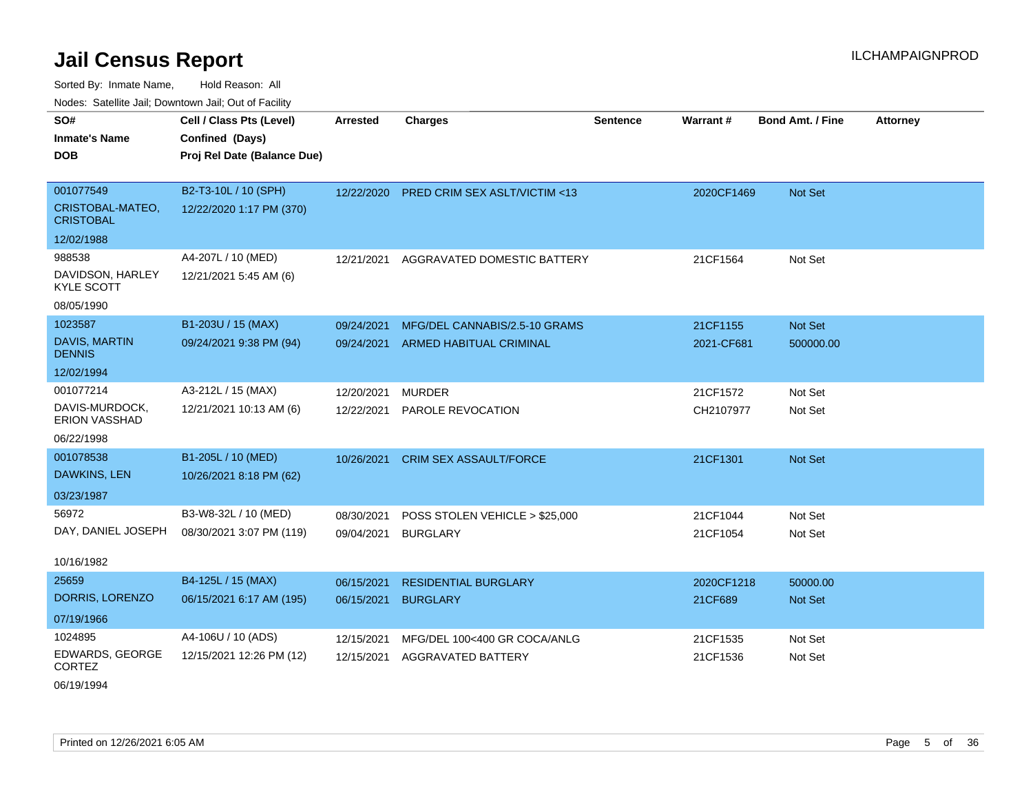# Jail Census Report

ILCHAMPAIGNPROD

Sorted By: Inmate Name, Hold Reason: All

Nodes: Satellite Jail; Downtown Jail; Out of Facility

| SO# / Inmate's Name / DOB | Cell / Class Pts (Level) / Confined (Days) / Proj Rel Date (Balance Due) | Arrested | Charges | Sentence | Warrant # | Bond Amt. / Fine | Attorney |
|---|---|---|---|---|---|---|---|
| 001077549<br>CRISTOBAL-MATEO, CRISTOBAL<br>12/02/1988 | B2-T3-10L / 10 (SPH)<br>12/22/2020 1:17 PM (370) | 12/22/2020 | PRED CRIM SEX ASLT/VICTIM <13 | | 2020CF1469 | Not Set | |
| 988538<br>DAVIDSON, HARLEY KYLE SCOTT<br>08/05/1990 | A4-207L / 10 (MED)<br>12/21/2021 5:45 AM (6) | 12/21/2021 | AGGRAVATED DOMESTIC BATTERY | | 21CF1564 | Not Set | |
| 1023587<br>DAVIS, MARTIN DENNIS<br>12/02/1994 | B1-203U / 15 (MAX)<br>09/24/2021 9:38 PM (94) | 09/24/2021 | MFG/DEL CANNABIS/2.5-10 GRAMS | | 21CF1155 | Not Set | |
| | | 09/24/2021 | ARMED HABITUAL CRIMINAL | | 2021-CF681 | 500000.00 | |
| 001077214<br>DAVIS-MURDOCK, ERION VASSHAD<br>06/22/1998 | A3-212L / 15 (MAX)<br>12/21/2021 10:13 AM (6) | 12/20/2021 | MURDER | | 21CF1572 | Not Set | |
| | | 12/22/2021 | PAROLE REVOCATION | | CH2107977 | Not Set | |
| 001078538<br>DAWKINS, LEN<br>03/23/1987 | B1-205L / 10 (MED)<br>10/26/2021 8:18 PM (62) | 10/26/2021 | CRIM SEX ASSAULT/FORCE | | 21CF1301 | Not Set | |
| 56972<br>DAY, DANIEL JOSEPH<br>10/16/1982 | B3-W8-32L / 10 (MED)<br>08/30/2021 3:07 PM (119) | 08/30/2021 | POSS STOLEN VEHICLE > $25,000 | | 21CF1044 | Not Set | |
| | | 09/04/2021 | BURGLARY | | 21CF1054 | Not Set | |
| 25659<br>DORRIS, LORENZO<br>07/19/1966 | B4-125L / 15 (MAX)<br>06/15/2021 6:17 AM (195) | 06/15/2021 | RESIDENTIAL BURGLARY | | 2020CF1218 | 50000.00 | |
| | | 06/15/2021 | BURGLARY | | 21CF689 | Not Set | |
| 1024895<br>EDWARDS, GEORGE CORTEZ<br>06/19/1994 | A4-106U / 10 (ADS)<br>12/15/2021 12:26 PM (12) | 12/15/2021 | MFG/DEL 100<400 GR COCA/ANLG | | 21CF1535 | Not Set | |
| | | 12/15/2021 | AGGRAVATED BATTERY | | 21CF1536 | Not Set | |

Printed on 12/26/2021 6:05 AM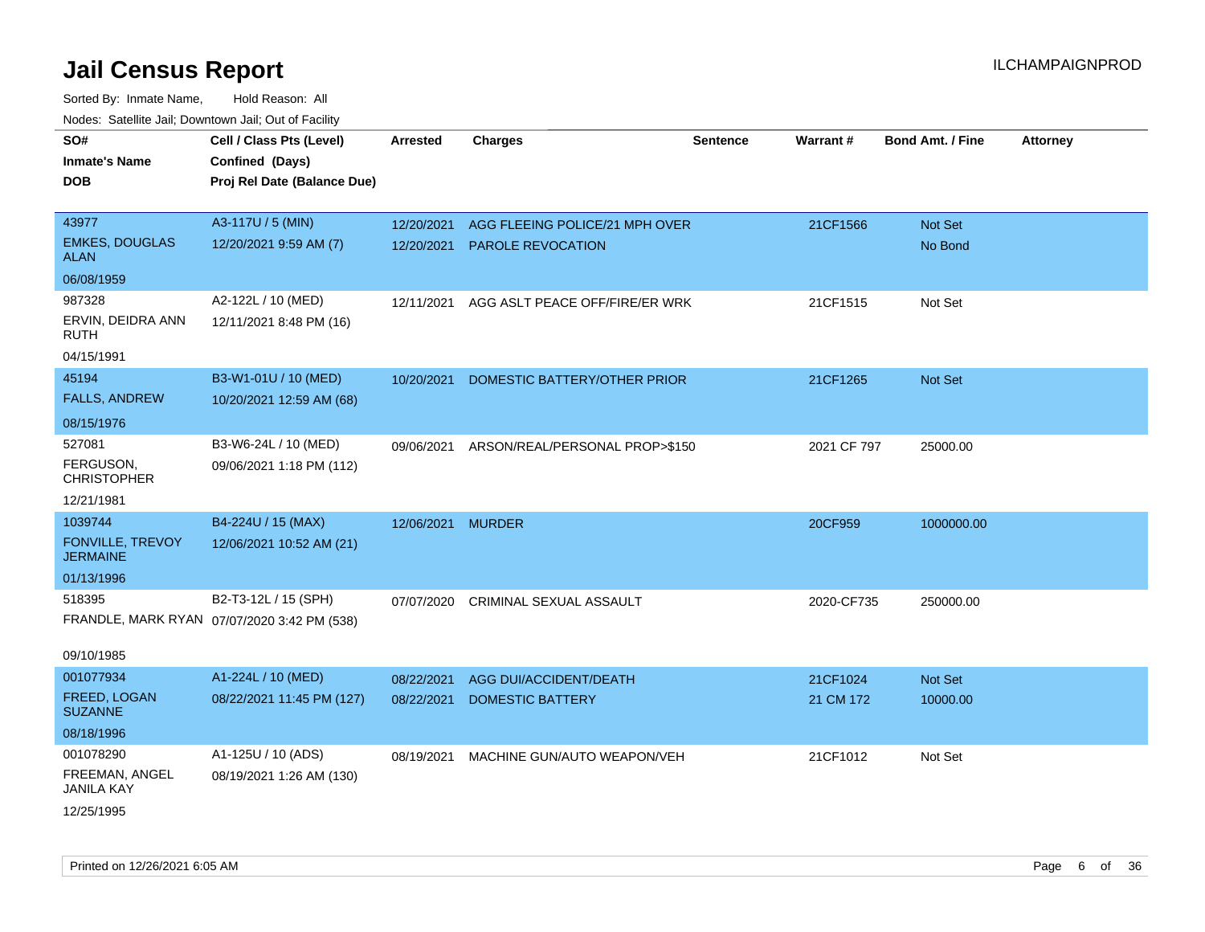# Jail Census Report

ILCHAMPAIGNPROD

Sorted By: Inmate Name, Hold Reason: All

Nodes: Satellite Jail; Downtown Jail; Out of Facility

| SO# / Inmate's Name / DOB | Cell / Class Pts (Level) / Confined (Days) / Proj Rel Date (Balance Due) | Arrested | Charges | Sentence | Warrant # | Bond Amt. / Fine | Attorney |
|---|---|---|---|---|---|---|---|
| 43977<br>EMKES, DOUGLAS ALAN<br>06/08/1959 | A3-117U / 5 (MIN)<br>12/20/2021 9:59 AM (7) | 12/20/2021<br>12/20/2021 | AGG FLEEING POLICE/21 MPH OVER<br>PAROLE REVOCATION | | 21CF1566 | Not Set<br>No Bond | |
| 987328<br>ERVIN, DEIDRA ANN RUTH<br>04/15/1991 | A2-122L / 10 (MED)<br>12/11/2021 8:48 PM (16) | 12/11/2021 | AGG ASLT PEACE OFF/FIRE/ER WRK | | 21CF1515 | Not Set | |
| 45194<br>FALLS, ANDREW<br>08/15/1976 | B3-W1-01U / 10 (MED)<br>10/20/2021 12:59 AM (68) | 10/20/2021 | DOMESTIC BATTERY/OTHER PRIOR | | 21CF1265 | Not Set | |
| 527081<br>FERGUSON, CHRISTOPHER<br>12/21/1981 | B3-W6-24L / 10 (MED)<br>09/06/2021 1:18 PM (112) | 09/06/2021 | ARSON/REAL/PERSONAL PROP>$150 | | 2021 CF 797 | 25000.00 | |
| 1039744<br>FONVILLE, TREVOY JERMAINE<br>01/13/1996 | B4-224U / 15 (MAX)<br>12/06/2021 10:52 AM (21) | 12/06/2021 | MURDER | | 20CF959 | 1000000.00 | |
| 518395<br>FRANDLE, MARK RYAN<br>09/10/1985 | B2-T3-12L / 15 (SPH)<br>07/07/2020 3:42 PM (538) | 07/07/2020 | CRIMINAL SEXUAL ASSAULT | | 2020-CF735 | 250000.00 | |
| 001077934<br>FREED, LOGAN SUZANNE<br>08/18/1996 | A1-224L / 10 (MED)<br>08/22/2021 11:45 PM (127) | 08/22/2021<br>08/22/2021 | AGG DUI/ACCIDENT/DEATH<br>DOMESTIC BATTERY | | 21CF1024<br>21 CM 172 | Not Set<br>10000.00 | |
| 001078290<br>FREEMAN, ANGEL JANILA KAY<br>12/25/1995 | A1-125U / 10 (ADS)<br>08/19/2021 1:26 AM (130) | 08/19/2021 | MACHINE GUN/AUTO WEAPON/VEH | | 21CF1012 | Not Set | |

Printed on 12/26/2021 6:05 AM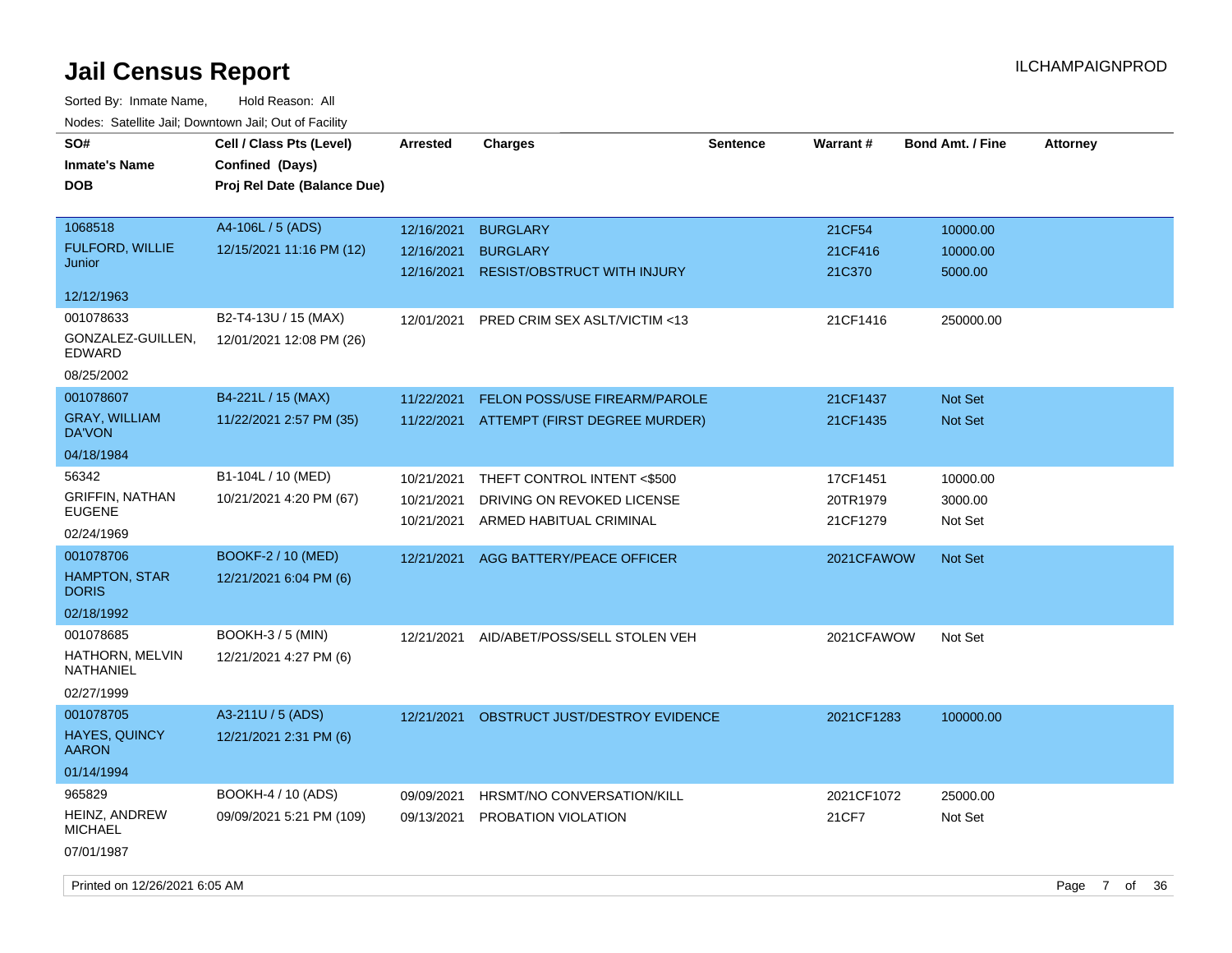# Jail Census Report

Sorted By: Inmate Name, Hold Reason: All

Nodes: Satellite Jail; Downtown Jail; Out of Facility

| SO# / Inmate's Name / DOB | Cell / Class Pts (Level) / Confined (Days) / Proj Rel Date (Balance Due) | Arrested | Charges | Sentence | Warrant # | Bond Amt. / Fine | Attorney |
|---|---|---|---|---|---|---|---|
| 1068518<br>FULFORD, WILLIE Junior<br>12/12/1963 | A4-106L / 5 (ADS)<br>12/15/2021 11:16 PM (12) | 12/16/2021<br>12/16/2021<br>12/16/2021 | BURGLARY<br>BURGLARY<br>RESIST/OBSTRUCT WITH INJURY | | 21CF54<br>21CF416<br>21C370 | 10000.00<br>10000.00<br>5000.00 | |
| 001078633<br>GONZALEZ-GUILLEN, EDWARD<br>08/25/2002 | B2-T4-13U / 15 (MAX)<br>12/01/2021 12:08 PM (26) | 12/01/2021 | PRED CRIM SEX ASLT/VICTIM <13 | | 21CF1416 | 250000.00 | |
| 001078607<br>GRAY, WILLIAM DA'VON<br>04/18/1984 | B4-221L / 15 (MAX)<br>11/22/2021 2:57 PM (35) | 11/22/2021<br>11/22/2021 | FELON POSS/USE FIREARM/PAROLE<br>ATTEMPT (FIRST DEGREE MURDER) | | 21CF1437<br>21CF1435 | Not Set<br>Not Set | |
| 56342<br>GRIFFIN, NATHAN EUGENE<br>02/24/1969 | B1-104L / 10 (MED)<br>10/21/2021 4:20 PM (67) | 10/21/2021<br>10/21/2021<br>10/21/2021 | THEFT CONTROL INTENT <$500<br>DRIVING ON REVOKED LICENSE<br>ARMED HABITUAL CRIMINAL | | 17CF1451<br>20TR1979<br>21CF1279 | 10000.00<br>3000.00<br>Not Set | |
| 001078706<br>HAMPTON, STAR DORIS<br>02/18/1992 | BOOKF-2 / 10 (MED)<br>12/21/2021 6:04 PM (6) | 12/21/2021 | AGG BATTERY/PEACE OFFICER | | 2021CFAWOW | Not Set | |
| 001078685<br>HATHORN, MELVIN NATHANIEL<br>02/27/1999 | BOOKH-3 / 5 (MIN)<br>12/21/2021 4:27 PM (6) | 12/21/2021 | AID/ABET/POSS/SELL STOLEN VEH | | 2021CFAWOW | Not Set | |
| 001078705<br>HAYES, QUINCY AARON<br>01/14/1994 | A3-211U / 5 (ADS)<br>12/21/2021 2:31 PM (6) | 12/21/2021 | OBSTRUCT JUST/DESTROY EVIDENCE | | 2021CF1283 | 100000.00 | |
| 965829<br>HEINZ, ANDREW MICHAEL<br>07/01/1987 | BOOKH-4 / 10 (ADS)<br>09/09/2021 5:21 PM (109) | 09/09/2021<br>09/13/2021 | HRSMT/NO CONVERSATION/KILL<br>PROBATION VIOLATION | | 2021CF1072<br>21CF7 | 25000.00<br>Not Set | |

Printed on 12/26/2021 6:05 AM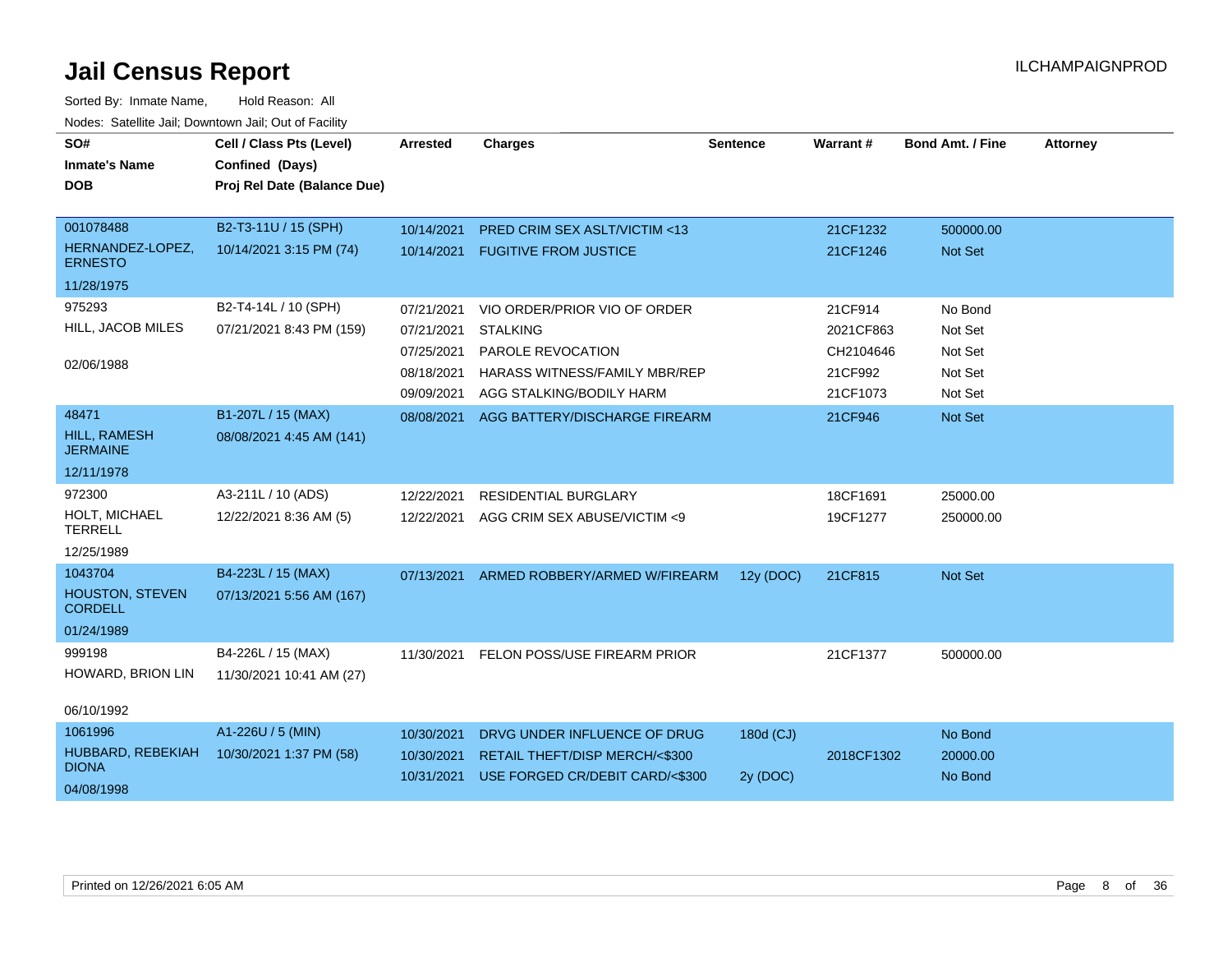# Jail Census Report

ILCHAMPAIGNPROD

Sorted By: Inmate Name, Hold Reason: All

Nodes: Satellite Jail; Downtown Jail; Out of Facility

| SO# / Inmate's Name / DOB | Cell / Class Pts (Level) / Confined (Days) / Proj Rel Date (Balance Due) | Arrested | Charges | Sentence | Warrant # | Bond Amt. / Fine | Attorney |
|---|---|---|---|---|---|---|---|
| 001078488 HERNANDEZ-LOPEZ, ERNESTO 11/28/1975 | B2-T3-11U / 15 (SPH) 10/14/2021 3:15 PM (74) | 10/14/2021 | PRED CRIM SEX ASLT/VICTIM <13 | | 21CF1232 | 500000.00 | |
| | | 10/14/2021 | FUGITIVE FROM JUSTICE | | 21CF1246 | Not Set | |
| 975293 HILL, JACOB MILES 02/06/1988 | B2-T4-14L / 10 (SPH) 07/21/2021 8:43 PM (159) | 07/21/2021 | VIO ORDER/PRIOR VIO OF ORDER | | 21CF914 | No Bond | |
| | | 07/21/2021 | STALKING | | 2021CF863 | Not Set | |
| | | 07/25/2021 | PAROLE REVOCATION | | CH2104646 | Not Set | |
| | | 08/18/2021 | HARASS WITNESS/FAMILY MBR/REP | | 21CF992 | Not Set | |
| | | 09/09/2021 | AGG STALKING/BODILY HARM | | 21CF1073 | Not Set | |
| 48471 HILL, RAMESH JERMAINE 12/11/1978 | B1-207L / 15 (MAX) 08/08/2021 4:45 AM (141) | 08/08/2021 | AGG BATTERY/DISCHARGE FIREARM | | 21CF946 | Not Set | |
| 972300 HOLT, MICHAEL TERRELL 12/25/1989 | A3-211L / 10 (ADS) 12/22/2021 8:36 AM (5) | 12/22/2021 | RESIDENTIAL BURGLARY | | 18CF1691 | 25000.00 | |
| | | 12/22/2021 | AGG CRIM SEX ABUSE/VICTIM <9 | | 19CF1277 | 250000.00 | |
| 1043704 HOUSTON, STEVEN CORDELL 01/24/1989 | B4-223L / 15 (MAX) 07/13/2021 5:56 AM (167) | 07/13/2021 | ARMED ROBBERY/ARMED W/FIREARM | 12y (DOC) | 21CF815 | Not Set | |
| 999198 HOWARD, BRION LIN 06/10/1992 | B4-226L / 15 (MAX) 11/30/2021 10:41 AM (27) | 11/30/2021 | FELON POSS/USE FIREARM PRIOR | | 21CF1377 | 500000.00 | |
| 1061996 HUBBARD, REBEKIAH DIONA 04/08/1998 | A1-226U / 5 (MIN) 10/30/2021 1:37 PM (58) | 10/30/2021 | DRVG UNDER INFLUENCE OF DRUG | 180d (CJ) | | No Bond | |
| | | 10/30/2021 | RETAIL THEFT/DISP MERCH/<$300 | | 2018CF1302 | 20000.00 | |
| | | 10/31/2021 | USE FORGED CR/DEBIT CARD/<$300 | 2y (DOC) | | No Bond | |

Printed on 12/26/2021 6:05 AM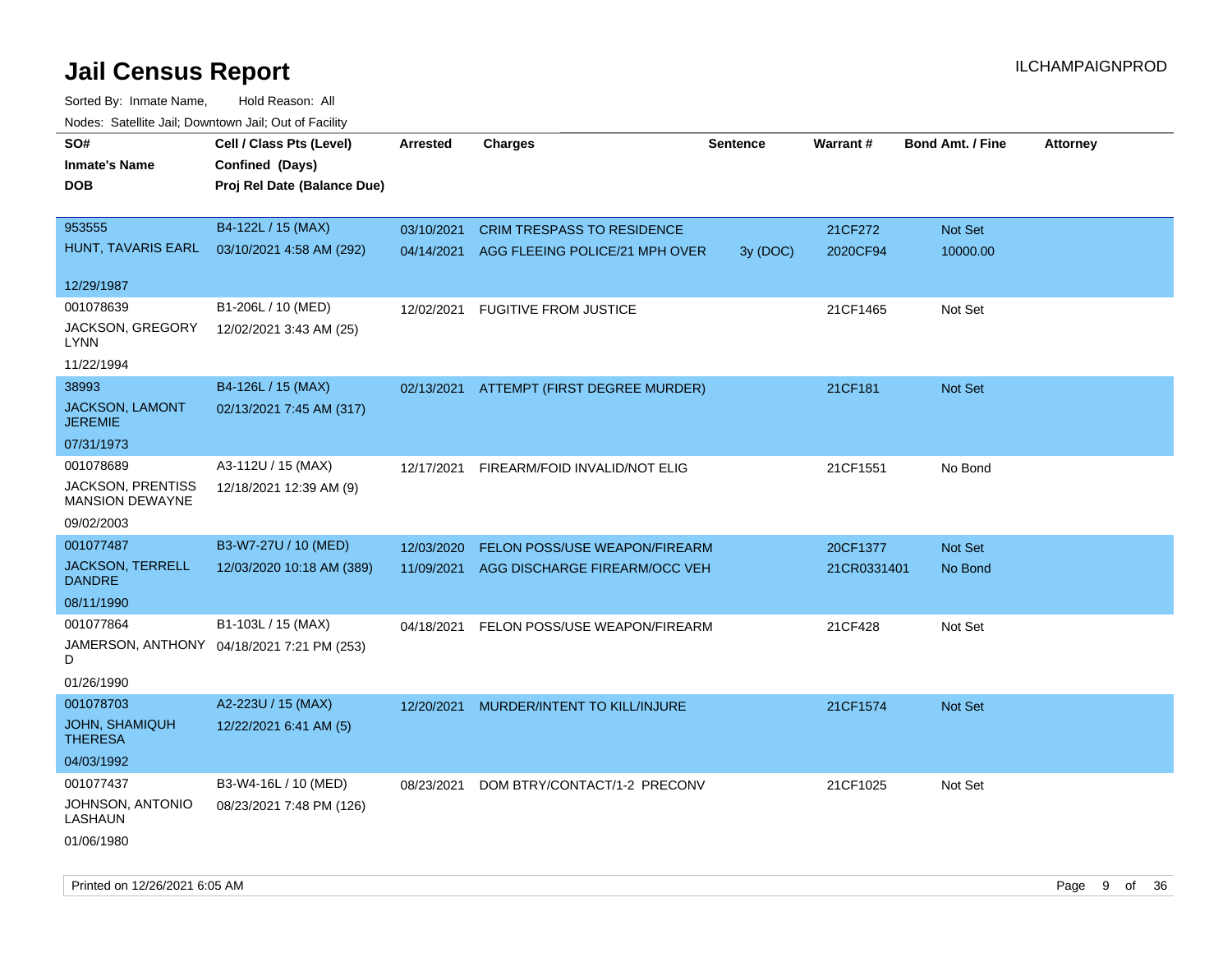# Jail Census Report

ILCHAMPAIGNPROD

Sorted By: Inmate Name, Hold Reason: All

Nodes: Satellite Jail; Downtown Jail; Out of Facility

| SO# / Inmate's Name / DOB | Cell / Class Pts (Level) / Confined (Days) / Proj Rel Date (Balance Due) | Arrested | Charges | Sentence | Warrant # | Bond Amt. / Fine | Attorney |
|---|---|---|---|---|---|---|---|
| 953555<br>HUNT, TAVARIS EARL<br>12/29/1987 | B4-122L / 15 (MAX)<br>03/10/2021 4:58 AM (292) | 03/10/2021<br>04/14/2021 | CRIM TRESPASS TO RESIDENCE<br>AGG FLEEING POLICE/21 MPH OVER | <br>3y (DOC) | 21CF272<br>2020CF94 | Not Set<br>10000.00 | |
| 001078639<br>JACKSON, GREGORY LYNN<br>11/22/1994 | B1-206L / 10 (MED)<br>12/02/2021 3:43 AM (25) | 12/02/2021 | FUGITIVE FROM JUSTICE | | 21CF1465 | Not Set | |
| 38993<br>JACKSON, LAMONT JEREMIE<br>07/31/1973 | B4-126L / 15 (MAX)<br>02/13/2021 7:45 AM (317) | 02/13/2021 | ATTEMPT (FIRST DEGREE MURDER) | | 21CF181 | Not Set | |
| 001078689<br>JACKSON, PRENTISS MANSION DEWAYNE<br>09/02/2003 | A3-112U / 15 (MAX)<br>12/18/2021 12:39 AM (9) | 12/17/2021 | FIREARM/FOID INVALID/NOT ELIG | | 21CF1551 | No Bond | |
| 001077487<br>JACKSON, TERRELL DANDRE<br>08/11/1990 | B3-W7-27U / 10 (MED)<br>12/03/2020 10:18 AM (389) | 12/03/2020<br>11/09/2021 | FELON POSS/USE WEAPON/FIREARM<br>AGG DISCHARGE FIREARM/OCC VEH | | 20CF1377<br>21CR0331401 | Not Set<br>No Bond | |
| 001077864<br>JAMERSON, ANTHONY D<br>01/26/1990 | B1-103L / 15 (MAX)<br>04/18/2021 7:21 PM (253) | 04/18/2021 | FELON POSS/USE WEAPON/FIREARM | | 21CF428 | Not Set | |
| 001078703<br>JOHN, SHAMIQUH THERESA<br>04/03/1992 | A2-223U / 15 (MAX)<br>12/22/2021 6:41 AM (5) | 12/20/2021 | MURDER/INTENT TO KILL/INJURE | | 21CF1574 | Not Set | |
| 001077437<br>JOHNSON, ANTONIO LASHAUN<br>01/06/1980 | B3-W4-16L / 10 (MED)<br>08/23/2021 7:48 PM (126) | 08/23/2021 | DOM BTRY/CONTACT/1-2 PRECONV | | 21CF1025 | Not Set | |

Printed on 12/26/2021 6:05 AM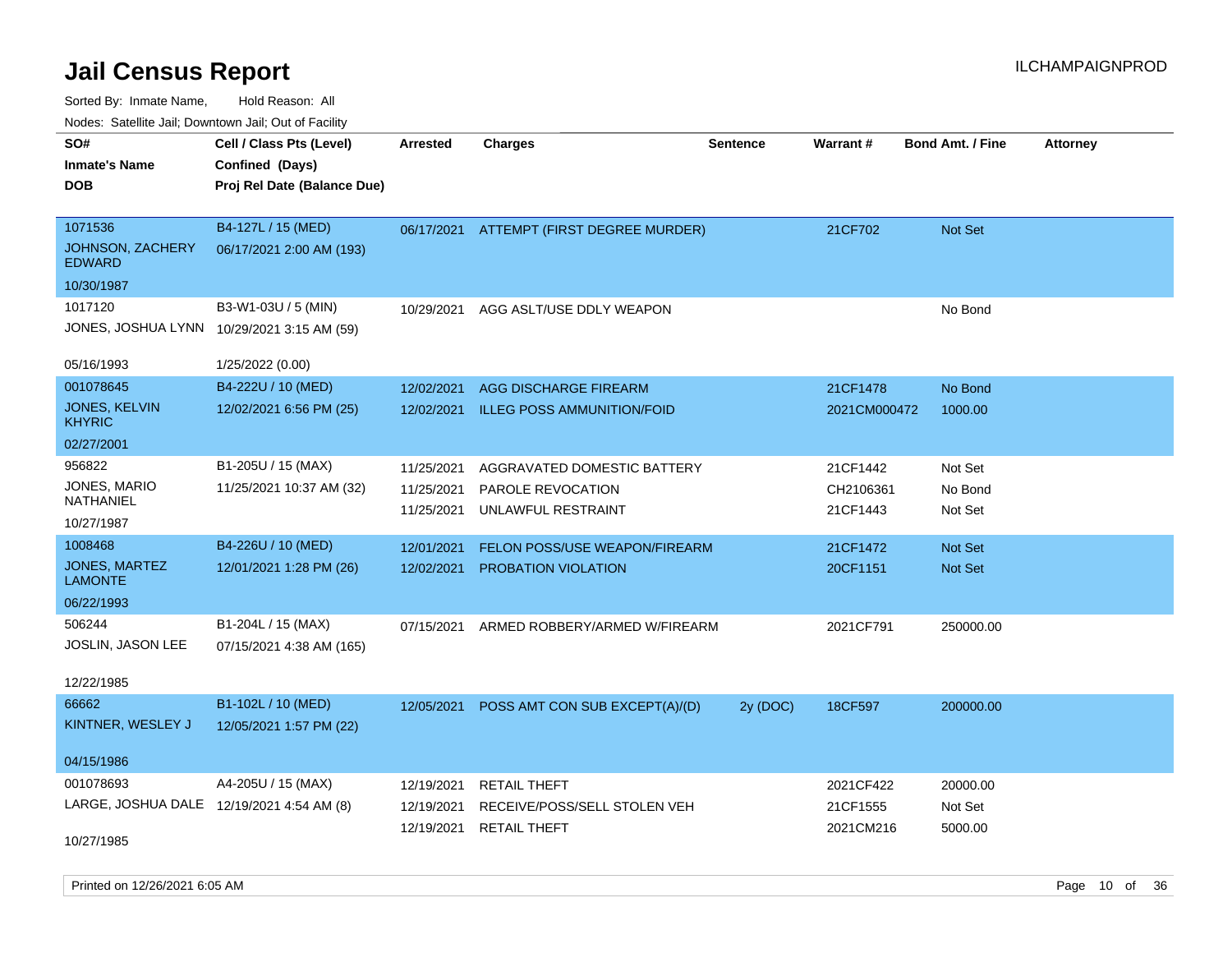# Jail Census Report

ILCHAMPAIGNPROD

Sorted By: Inmate Name, Hold Reason: All

Nodes: Satellite Jail; Downtown Jail; Out of Facility

| SO# / Inmate's Name / DOB | Cell / Class Pts (Level) / Confined (Days) / Proj Rel Date (Balance Due) | Arrested | Charges | Sentence | Warrant # | Bond Amt. / Fine | Attorney |
|---|---|---|---|---|---|---|---|
| 1071536<br>JOHNSON, ZACHERY EDWARD<br>10/30/1987 | B4-127L / 15 (MED)<br>06/17/2021 2:00 AM (193) | 06/17/2021 | ATTEMPT (FIRST DEGREE MURDER) | | 21CF702 | Not Set | |
| 1017120<br>JONES, JOSHUA LYNN<br>05/16/1993 | B3-W1-03U / 5 (MIN)<br>10/29/2021 3:15 AM (59)<br>1/25/2022 (0.00) | 10/29/2021 | AGG ASLT/USE DDLY WEAPON | | | No Bond | |
| 001078645<br>JONES, KELVIN KHYRIC<br>02/27/2001 | B4-222U / 10 (MED)<br>12/02/2021 6:56 PM (25) | 12/02/2021 | AGG DISCHARGE FIREARM | | 21CF1478 | No Bond | |
| | | 12/02/2021 | ILLEG POSS AMMUNITION/FOID | | 2021CM000472 | 1000.00 | |
| 956822<br>JONES, MARIO NATHANIEL<br>10/27/1987 | B1-205U / 15 (MAX)<br>11/25/2021 10:37 AM (32) | 11/25/2021 | AGGRAVATED DOMESTIC BATTERY | | 21CF1442 | Not Set | |
| | | 11/25/2021 | PAROLE REVOCATION | | CH2106361 | No Bond | |
| | | 11/25/2021 | UNLAWFUL RESTRAINT | | 21CF1443 | Not Set | |
| 1008468<br>JONES, MARTEZ LAMONTE<br>06/22/1993 | B4-226U / 10 (MED)<br>12/01/2021 1:28 PM (26) | 12/01/2021 | FELON POSS/USE WEAPON/FIREARM | | 21CF1472 | Not Set | |
| | | 12/02/2021 | PROBATION VIOLATION | | 20CF1151 | Not Set | |
| 506244<br>JOSLIN, JASON LEE<br>12/22/1985 | B1-204L / 15 (MAX)<br>07/15/2021 4:38 AM (165) | 07/15/2021 | ARMED ROBBERY/ARMED W/FIREARM | | 2021CF791 | 250000.00 | |
| 66662<br>KINTNER, WESLEY J<br>04/15/1986 | B1-102L / 10 (MED)<br>12/05/2021 1:57 PM (22) | 12/05/2021 | POSS AMT CON SUB EXCEPT(A)/(D) | 2y (DOC) | 18CF597 | 200000.00 | |
| 001078693<br>LARGE, JOSHUA DALE<br>10/27/1985 | A4-205U / 15 (MAX)<br>12/19/2021 4:54 AM (8) | 12/19/2021 | RETAIL THEFT | | 2021CF422 | 20000.00 | |
| | | 12/19/2021 | RECEIVE/POSS/SELL STOLEN VEH | | 21CF1555 | Not Set | |
| | | 12/19/2021 | RETAIL THEFT | | 2021CM216 | 5000.00 | |

Printed on 12/26/2021 6:05 AM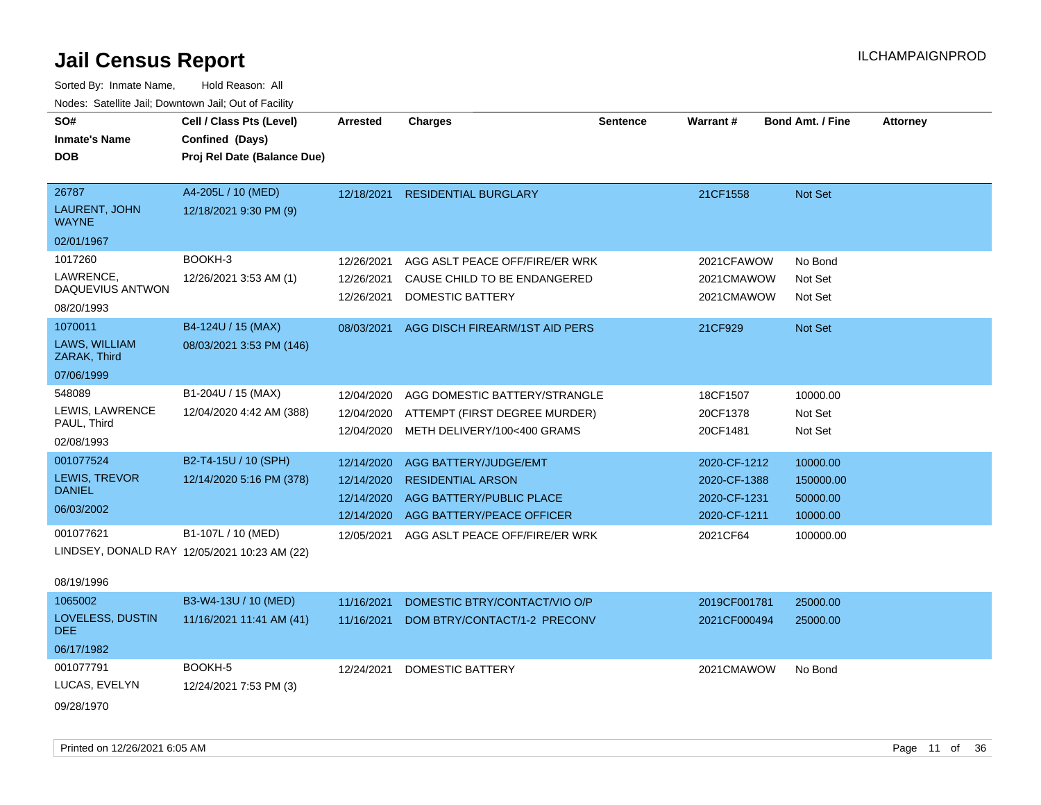# Jail Census Report

ILCHAMPAIGNPROD

Sorted By: Inmate Name, Hold Reason: All

Nodes: Satellite Jail; Downtown Jail; Out of Facility

| SO# / Inmate's Name / DOB | Cell / Class Pts (Level) / Confined (Days) / Proj Rel Date (Balance Due) | Arrested | Charges | Sentence | Warrant # | Bond Amt. / Fine | Attorney |
|---|---|---|---|---|---|---|---|
| 26787<br>LAURENT, JOHN WAYNE<br>02/01/1967 | A4-205L / 10 (MED)<br>12/18/2021 9:30 PM (9) | 12/18/2021 | RESIDENTIAL BURGLARY | | 21CF1558 | Not Set | |
| 1017260<br>LAWRENCE, DAQUEVIUS ANTWON<br>08/20/1993 | BOOKH-3<br>12/26/2021 3:53 AM (1) | 12/26/2021<br>12/26/2021<br>12/26/2021 | AGG ASLT PEACE OFF/FIRE/ER WRK<br>CAUSE CHILD TO BE ENDANGERED<br>DOMESTIC BATTERY | | 2021CFAWOW<br>2021CMAWOW<br>2021CMAWOW | No Bond<br>Not Set<br>Not Set | |
| 1070011<br>LAWS, WILLIAM ZARAK, Third<br>07/06/1999 | B4-124U / 15 (MAX)<br>08/03/2021 3:53 PM (146) | 08/03/2021 | AGG DISCH FIREARM/1ST AID PERS | | 21CF929 | Not Set | |
| 548089<br>LEWIS, LAWRENCE PAUL, Third<br>02/08/1993 | B1-204U / 15 (MAX)<br>12/04/2020 4:42 AM (388) | 12/04/2020<br>12/04/2020<br>12/04/2020 | AGG DOMESTIC BATTERY/STRANGLE<br>ATTEMPT (FIRST DEGREE MURDER)<br>METH DELIVERY/100<400 GRAMS | | 18CF1507<br>20CF1378<br>20CF1481 | 10000.00<br>Not Set<br>Not Set | |
| 001077524<br>LEWIS, TREVOR DANIEL<br>06/03/2002 | B2-T4-15U / 10 (SPH)<br>12/14/2020 5:16 PM (378) | 12/14/2020<br>12/14/2020<br>12/14/2020<br>12/14/2020 | AGG BATTERY/JUDGE/EMT<br>RESIDENTIAL ARSON<br>AGG BATTERY/PUBLIC PLACE<br>AGG BATTERY/PEACE OFFICER | | 2020-CF-1212<br>2020-CF-1388<br>2020-CF-1231<br>2020-CF-1211 | 10000.00<br>150000.00<br>50000.00<br>10000.00 | |
| 001077621<br>LINDSEY, DONALD RAY<br>08/19/1996 | B1-107L / 10 (MED)<br>12/05/2021 10:23 AM (22) | 12/05/2021 | AGG ASLT PEACE OFF/FIRE/ER WRK | | 2021CF64 | 100000.00 | |
| 1065002<br>LOVELESS, DUSTIN DEE<br>06/17/1982 | B3-W4-13U / 10 (MED)<br>11/16/2021 11:41 AM (41) | 11/16/2021<br>11/16/2021 | DOMESTIC BTRY/CONTACT/VIO O/P<br>DOM BTRY/CONTACT/1-2 PRECONV | | 2019CF001781<br>2021CF000494 | 25000.00<br>25000.00 | |
| 001077791<br>LUCAS, EVELYN<br>09/28/1970 | BOOKH-5<br>12/24/2021 7:53 PM (3) | 12/24/2021 | DOMESTIC BATTERY | | 2021CMAWOW | No Bond | |

Printed on 12/26/2021 6:05 AM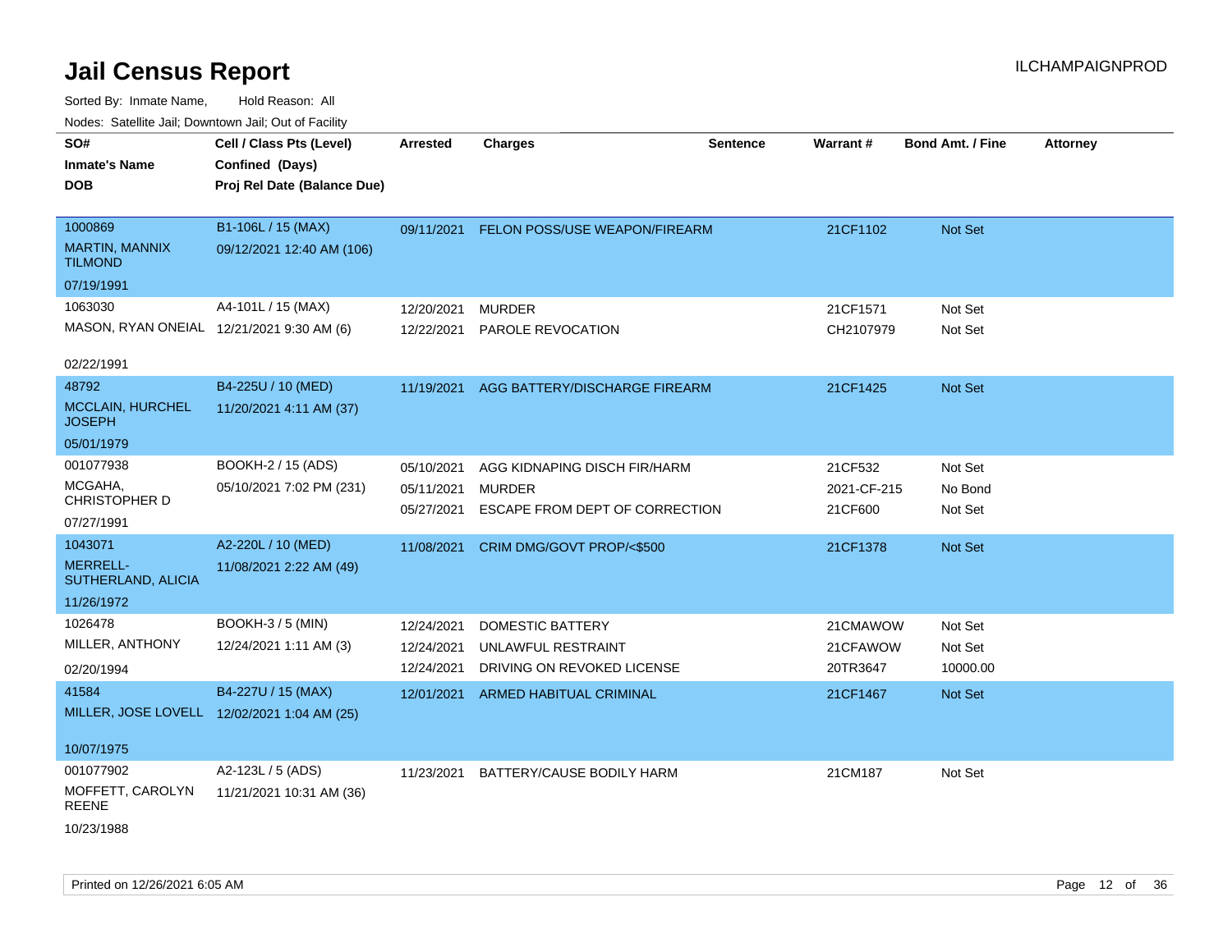# Jail Census Report

ILCHAMPAIGNPROD

Sorted By: Inmate Name, Hold Reason: All

Nodes: Satellite Jail; Downtown Jail; Out of Facility

| SO# / Inmate's Name / DOB | Cell / Class Pts (Level) / Confined (Days) / Proj Rel Date (Balance Due) | Arrested | Charges | Sentence | Warrant # | Bond Amt. / Fine | Attorney |
|---|---|---|---|---|---|---|---|
| 1000869<br>MARTIN, MANNIX TILMOND<br>07/19/1991 | B1-106L / 15 (MAX)<br>09/12/2021 12:40 AM (106) | 09/11/2021 | FELON POSS/USE WEAPON/FIREARM | | 21CF1102 | Not Set | |
| 1063030<br>MASON, RYAN ONEIAL<br>02/22/1991 | A4-101L / 15 (MAX)<br>12/21/2021 9:30 AM (6) | 12/20/2021<br>12/22/2021 | MURDER<br>PAROLE REVOCATION | | 21CF1571<br>CH2107979 | Not Set<br>Not Set | |
| 48792<br>MCCLAIN, HURCHEL JOSEPH<br>05/01/1979 | B4-225U / 10 (MED)<br>11/20/2021 4:11 AM (37) | 11/19/2021 | AGG BATTERY/DISCHARGE FIREARM | | 21CF1425 | Not Set | |
| 001077938<br>MCGAHA, CHRISTOPHER D<br>07/27/1991 | BOOKH-2 / 15 (ADS)<br>05/10/2021 7:02 PM (231) | 05/10/2021<br>05/11/2021<br>05/27/2021 | AGG KIDNAPING DISCH FIR/HARM<br>MURDER<br>ESCAPE FROM DEPT OF CORRECTION | | 21CF532<br>2021-CF-215<br>21CF600 | Not Set<br>No Bond<br>Not Set | |
| 1043071<br>MERRELL-SUTHERLAND, ALICIA<br>11/26/1972 | A2-220L / 10 (MED)<br>11/08/2021 2:22 AM (49) | 11/08/2021 | CRIM DMG/GOVT PROP/<$500 | | 21CF1378 | Not Set | |
| 1026478<br>MILLER, ANTHONY<br>02/20/1994 | BOOKH-3 / 5 (MIN)<br>12/24/2021 1:11 AM (3) | 12/24/2021<br>12/24/2021<br>12/24/2021 | DOMESTIC BATTERY<br>UNLAWFUL RESTRAINT<br>DRIVING ON REVOKED LICENSE | | 21CMAWOW<br>21CFAWOW<br>20TR3647 | Not Set<br>Not Set<br>10000.00 | |
| 41584<br>MILLER, JOSE LOVELL<br>10/07/1975 | B4-227U / 15 (MAX)<br>12/02/2021 1:04 AM (25) | 12/01/2021 | ARMED HABITUAL CRIMINAL | | 21CF1467 | Not Set | |
| 001077902<br>MOFFETT, CAROLYN REENE<br>10/23/1988 | A2-123L / 5 (ADS)<br>11/21/2021 10:31 AM (36) | 11/23/2021 | BATTERY/CAUSE BODILY HARM | | 21CM187 | Not Set | |

Printed on 12/26/2021 6:05 AM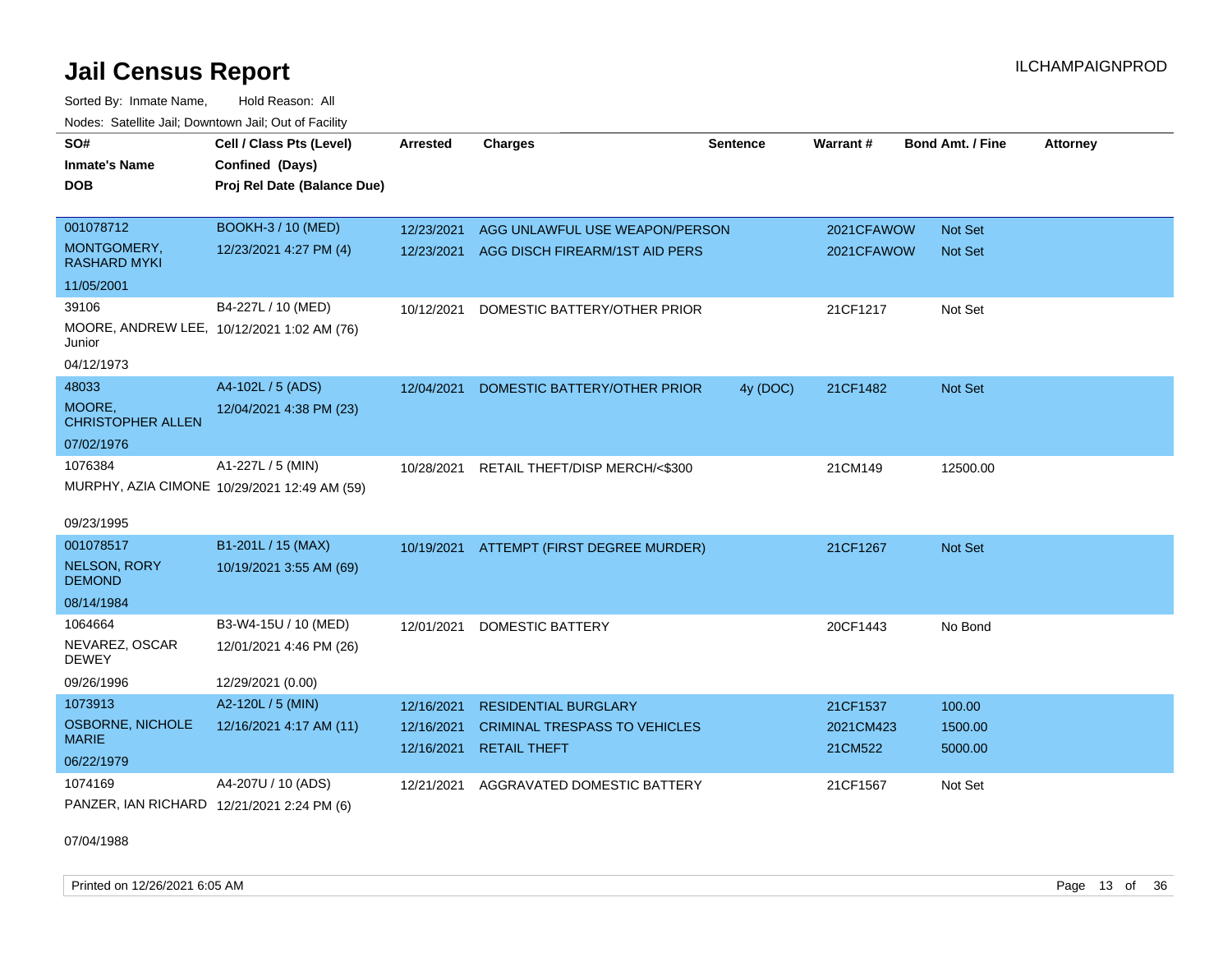# Jail Census Report

ILCHAMPAIGNPROD

Sorted By: Inmate Name, Hold Reason: All

Nodes: Satellite Jail; Downtown Jail; Out of Facility

| SO# / Inmate's Name / DOB | Cell / Class Pts (Level) / Confined (Days) / Proj Rel Date (Balance Due) | Arrested | Charges | Sentence | Warrant # | Bond Amt. / Fine | Attorney |
|---|---|---|---|---|---|---|---|
| 001078712 MONTGOMERY, RASHARD MYKI 11/05/2001 | BOOKH-3 / 10 (MED) 12/23/2021 4:27 PM (4) | 12/23/2021 | AGG UNLAWFUL USE WEAPON/PERSON | | 2021CFAWOW | Not Set | |
| | | 12/23/2021 | AGG DISCH FIREARM/1ST AID PERS | | 2021CFAWOW | Not Set | |
| 39106 MOORE, ANDREW LEE, Junior 04/12/1973 | B4-227L / 10 (MED) 10/12/2021 1:02 AM (76) | 10/12/2021 | DOMESTIC BATTERY/OTHER PRIOR | | 21CF1217 | Not Set | |
| 48033 MOORE, CHRISTOPHER ALLEN 07/02/1976 | A4-102L / 5 (ADS) 12/04/2021 4:38 PM (23) | 12/04/2021 | DOMESTIC BATTERY/OTHER PRIOR | 4y (DOC) | 21CF1482 | Not Set | |
| 1076384 MURPHY, AZIA CIMONE 09/23/1995 | A1-227L / 5 (MIN) 10/29/2021 12:49 AM (59) | 10/28/2021 | RETAIL THEFT/DISP MERCH/<$300 | | 21CM149 | 12500.00 | |
| 001078517 NELSON, RORY DEMOND 08/14/1984 | B1-201L / 15 (MAX) 10/19/2021 3:55 AM (69) | 10/19/2021 | ATTEMPT (FIRST DEGREE MURDER) | | 21CF1267 | Not Set | |
| 1064664 NEVAREZ, OSCAR DEWEY 09/26/1996 | B3-W4-15U / 10 (MED) 12/01/2021 4:46 PM (26) 12/29/2021 (0.00) | 12/01/2021 | DOMESTIC BATTERY | | 20CF1443 | No Bond | |
| 1073913 OSBORNE, NICHOLE MARIE 06/22/1979 | A2-120L / 5 (MIN) 12/16/2021 4:17 AM (11) | 12/16/2021 | RESIDENTIAL BURGLARY | | 21CF1537 | 100.00 | |
| | | 12/16/2021 | CRIMINAL TRESPASS TO VEHICLES | | 2021CM423 | 1500.00 | |
| | | 12/16/2021 | RETAIL THEFT | | 21CM522 | 5000.00 | |
| 1074169 PANZER, IAN RICHARD 07/04/1988 | A4-207U / 10 (ADS) 12/21/2021 2:24 PM (6) | 12/21/2021 | AGGRAVATED DOMESTIC BATTERY | | 21CF1567 | Not Set | |

Printed on 12/26/2021 6:05 AM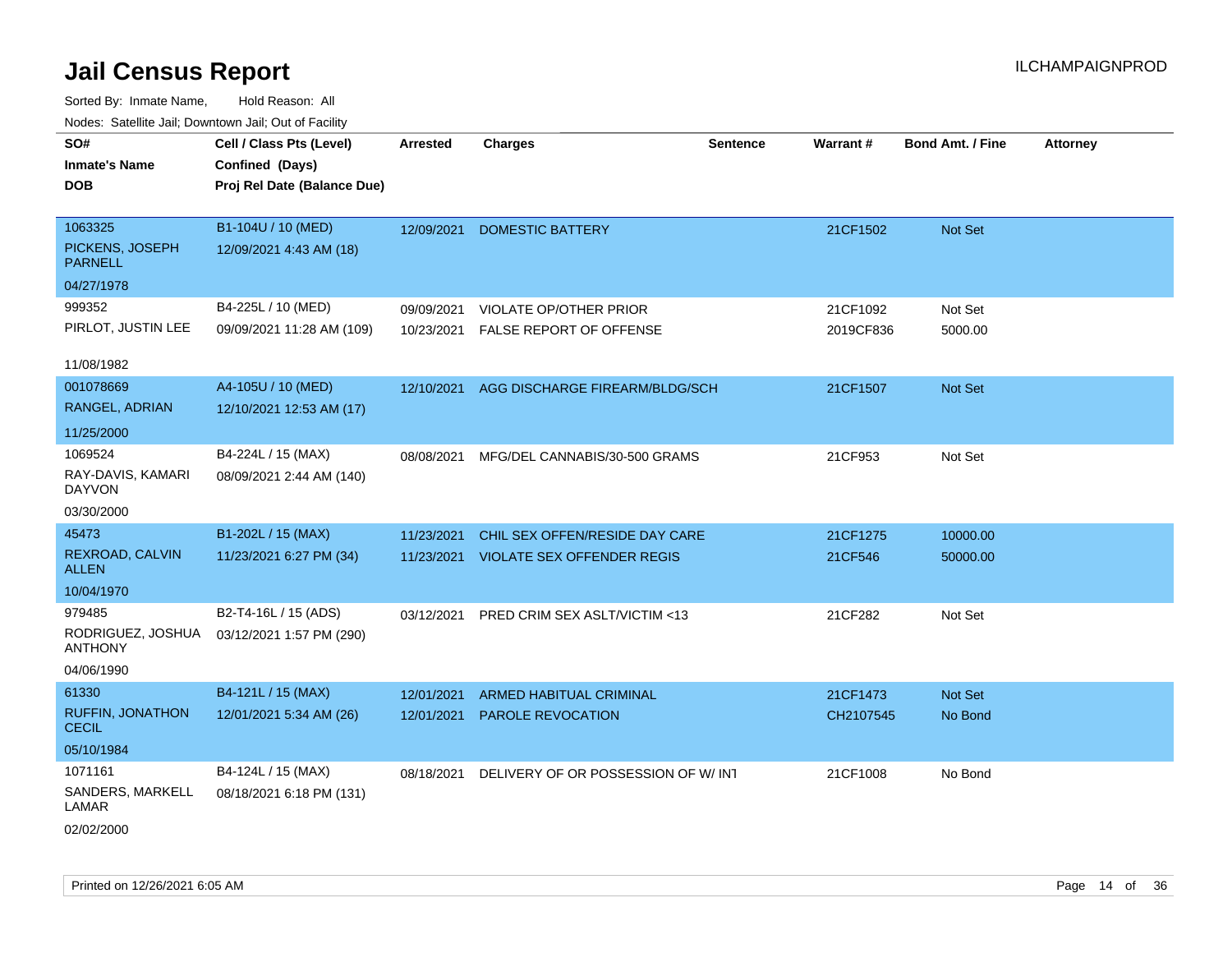# Jail Census Report

ILCHAMPAIGNPROD

Sorted By: Inmate Name, Hold Reason: All

Nodes: Satellite Jail; Downtown Jail; Out of Facility

| SO# / Inmate's Name / DOB | Cell / Class Pts (Level) / Confined (Days) / Proj Rel Date (Balance Due) | Arrested | Charges | Sentence | Warrant # | Bond Amt. / Fine | Attorney |
|---|---|---|---|---|---|---|---|
| 1063325<br>PICKENS, JOSEPH PARNELL<br>04/27/1978 | B1-104U / 10 (MED)<br>12/09/2021 4:43 AM (18) | 12/09/2021 | DOMESTIC BATTERY | | 21CF1502 | Not Set | |
| 999352<br>PIRLOT, JUSTIN LEE<br>11/08/1982 | B4-225L / 10 (MED)<br>09/09/2021 11:28 AM (109) | 09/09/2021<br>10/23/2021 | VIOLATE OP/OTHER PRIOR<br>FALSE REPORT OF OFFENSE | | 21CF1092<br>2019CF836 | Not Set<br>5000.00 | |
| 001078669<br>RANGEL, ADRIAN<br>11/25/2000 | A4-105U / 10 (MED)<br>12/10/2021 12:53 AM (17) | 12/10/2021 | AGG DISCHARGE FIREARM/BLDG/SCH | | 21CF1507 | Not Set | |
| 1069524<br>RAY-DAVIS, KAMARI DAYVON<br>03/30/2000 | B4-224L / 15 (MAX)<br>08/09/2021 2:44 AM (140) | 08/08/2021 | MFG/DEL CANNABIS/30-500 GRAMS | | 21CF953 | Not Set | |
| 45473<br>REXROAD, CALVIN ALLEN<br>10/04/1970 | B1-202L / 15 (MAX)<br>11/23/2021 6:27 PM (34) | 11/23/2021<br>11/23/2021 | CHIL SEX OFFEN/RESIDE DAY CARE<br>VIOLATE SEX OFFENDER REGIS | | 21CF1275<br>21CF546 | 10000.00<br>50000.00 | |
| 979485<br>RODRIGUEZ, JOSHUA ANTHONY<br>04/06/1990 | B2-T4-16L / 15 (ADS)<br>03/12/2021 1:57 PM (290) | 03/12/2021 | PRED CRIM SEX ASLT/VICTIM <13 | | 21CF282 | Not Set | |
| 61330<br>RUFFIN, JONATHON CECIL<br>05/10/1984 | B4-121L / 15 (MAX)<br>12/01/2021 5:34 AM (26) | 12/01/2021<br>12/01/2021 | ARMED HABITUAL CRIMINAL<br>PAROLE REVOCATION | | 21CF1473<br>CH2107545 | Not Set<br>No Bond | |
| 1071161<br>SANDERS, MARKELL LAMAR<br>02/02/2000 | B4-124L / 15 (MAX)<br>08/18/2021 6:18 PM (131) | 08/18/2021 | DELIVERY OF OR POSSESSION OF W/ INT | | 21CF1008 | No Bond | |

Printed on 12/26/2021 6:05 AM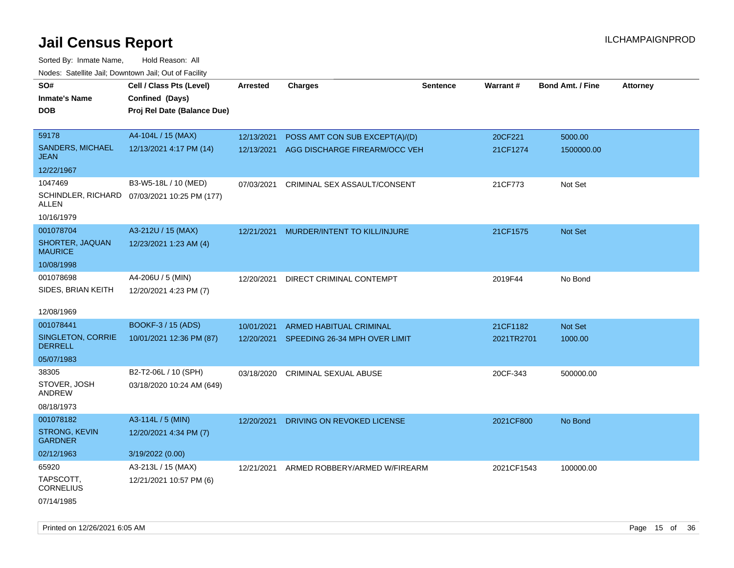# Jail Census Report

ILCHAMPAIGNPROD

Sorted By: Inmate Name, Hold Reason: All

Nodes: Satellite Jail; Downtown Jail; Out of Facility

| SO# / Inmate's Name / DOB | Cell / Class Pts (Level) / Confined (Days) / Proj Rel Date (Balance Due) | Arrested | Charges | Sentence | Warrant # | Bond Amt. / Fine | Attorney |
|---|---|---|---|---|---|---|---|
| 59178<br>SANDERS, MICHAEL JEAN<br>12/22/1967 | A4-104L / 15 (MAX)<br>12/13/2021 4:17 PM (14) | 12/13/2021<br>12/13/2021 | POSS AMT CON SUB EXCEPT(A)/(D)<br>AGG DISCHARGE FIREARM/OCC VEH | | 20CF221<br>21CF1274 | 5000.00<br>1500000.00 | |
| 1047469<br>SCHINDLER, RICHARD ALLEN<br>10/16/1979 | B3-W5-18L / 10 (MED)<br>07/03/2021 10:25 PM (177) | 07/03/2021 | CRIMINAL SEX ASSAULT/CONSENT | | 21CF773 | Not Set | |
| 001078704<br>SHORTER, JAQUAN MAURICE<br>10/08/1998 | A3-212U / 15 (MAX)<br>12/23/2021 1:23 AM (4) | 12/21/2021 | MURDER/INTENT TO KILL/INJURE | | 21CF1575 | Not Set | |
| 001078698<br>SIDES, BRIAN KEITH<br>12/08/1969 | A4-206U / 5 (MIN)<br>12/20/2021 4:23 PM (7) | 12/20/2021 | DIRECT CRIMINAL CONTEMPT | | 2019F44 | No Bond | |
| 001078441<br>SINGLETON, CORRIE DERRELL<br>05/07/1983 | BOOKF-3 / 15 (ADS)<br>10/01/2021 12:36 PM (87) | 10/01/2021<br>12/20/2021 | ARMED HABITUAL CRIMINAL<br>SPEEDING 26-34 MPH OVER LIMIT | | 21CF1182<br>2021TR2701 | Not Set<br>1000.00 | |
| 38305<br>STOVER, JOSH ANDREW<br>08/18/1973 | B2-T2-06L / 10 (SPH)<br>03/18/2020 10:24 AM (649) | 03/18/2020 | CRIMINAL SEXUAL ABUSE | | 20CF-343 | 500000.00 | |
| 001078182<br>STRONG, KEVIN GARDNER<br>02/12/1963 | A3-114L / 5 (MIN)<br>12/20/2021 4:34 PM (7)<br>3/19/2022 (0.00) | 12/20/2021 | DRIVING ON REVOKED LICENSE | | 2021CF800 | No Bond | |
| 65920<br>TAPSCOTT, CORNELIUS<br>07/14/1985 | A3-213L / 15 (MAX)<br>12/21/2021 10:57 PM (6) | 12/21/2021 | ARMED ROBBERY/ARMED W/FIREARM | | 2021CF1543 | 100000.00 | |

Printed on 12/26/2021 6:05 AM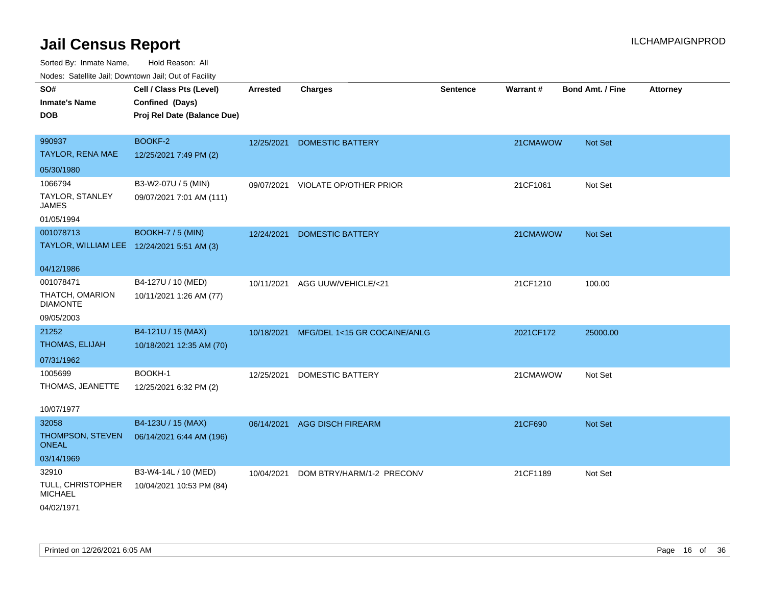# Jail Census Report

Sorted By: Inmate Name, Hold Reason: All

Nodes: Satellite Jail; Downtown Jail; Out of Facility

| SO# / Inmate's Name / DOB | Cell / Class Pts (Level) / Confined (Days) / Proj Rel Date (Balance Due) | Arrested | Charges | Sentence | Warrant # | Bond Amt. / Fine | Attorney |
|---|---|---|---|---|---|---|---|
| 990937<br>TAYLOR, RENA MAE<br>05/30/1980 | BOOKF-2<br>12/25/2021 7:49 PM (2) | 12/25/2021 | DOMESTIC BATTERY | | 21CMAWOW | Not Set | |
| 1066794<br>TAYLOR, STANLEY JAMES<br>01/05/1994 | B3-W2-07U / 5 (MIN)<br>09/07/2021 7:01 AM (111) | 09/07/2021 | VIOLATE OP/OTHER PRIOR | | 21CF1061 | Not Set | |
| 001078713<br>TAYLOR, WILLIAM LEE<br>04/12/1986 | BOOKH-7 / 5 (MIN)<br>12/24/2021 5:51 AM (3) | 12/24/2021 | DOMESTIC BATTERY | | 21CMAWOW | Not Set | |
| 001078471<br>THATCH, OMARION DIAMONTE<br>09/05/2003 | B4-127U / 10 (MED)<br>10/11/2021 1:26 AM (77) | 10/11/2021 | AGG UUW/VEHICLE/<21 | | 21CF1210 | 100.00 | |
| 21252<br>THOMAS, ELIJAH<br>07/31/1962 | B4-121U / 15 (MAX)<br>10/18/2021 12:35 AM (70) | 10/18/2021 | MFG/DEL 1<15 GR COCAINE/ANLG | | 2021CF172 | 25000.00 | |
| 1005699<br>THOMAS, JEANETTE<br>10/07/1977 | BOOKH-1<br>12/25/2021 6:32 PM (2) | 12/25/2021 | DOMESTIC BATTERY | | 21CMAWOW | Not Set | |
| 32058<br>THOMPSON, STEVEN ONEAL<br>03/14/1969 | B4-123U / 15 (MAX)<br>06/14/2021 6:44 AM (196) | 06/14/2021 | AGG DISCH FIREARM | | 21CF690 | Not Set | |
| 32910<br>TULL, CHRISTOPHER MICHAEL<br>04/02/1971 | B3-W4-14L / 10 (MED)<br>10/04/2021 10:53 PM (84) | 10/04/2021 | DOM BTRY/HARM/1-2 PRECONV | | 21CF1189 | Not Set | |

Printed on 12/26/2021 6:05 AM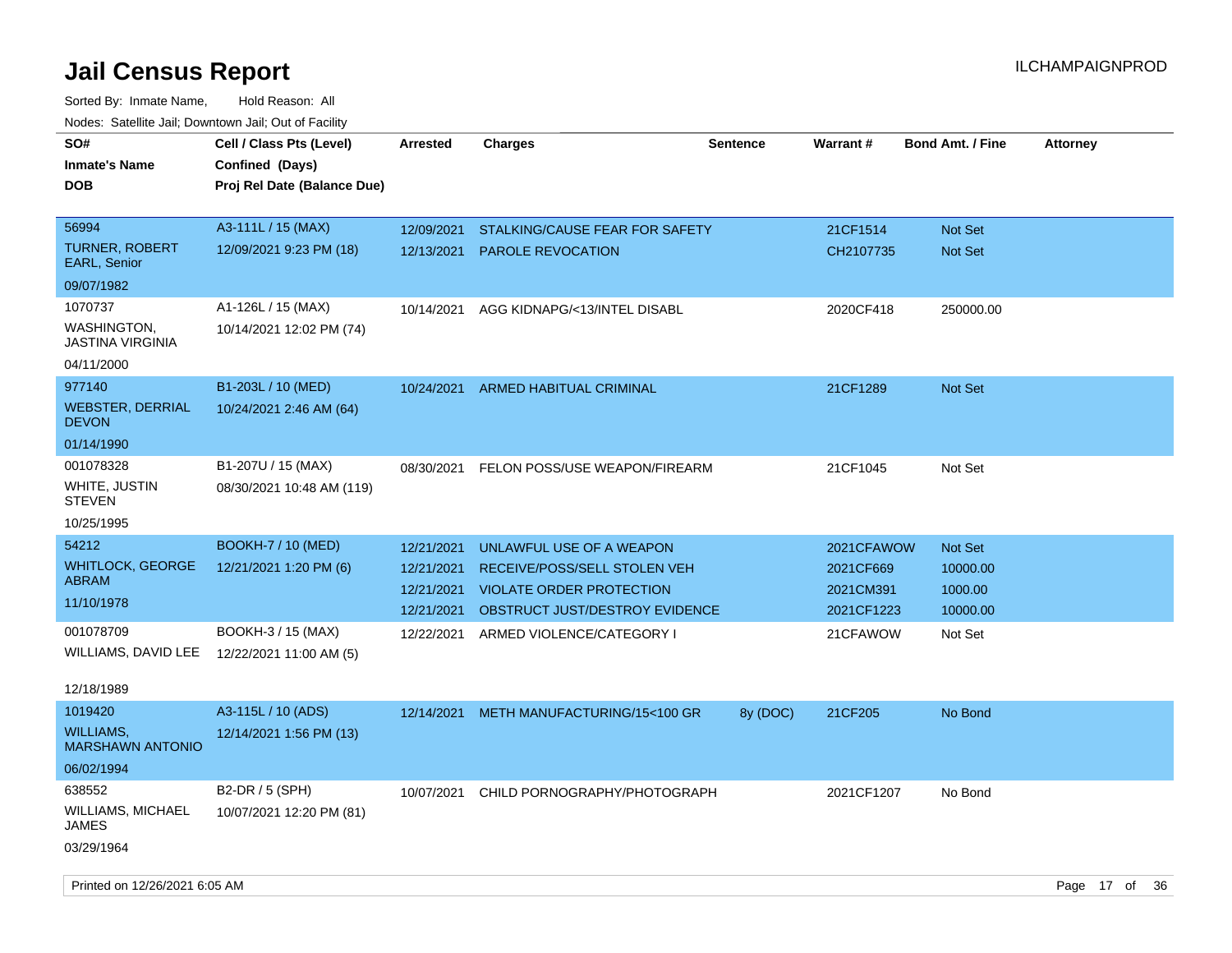# Jail Census Report

ILCHAMPAIGNPROD

Sorted By: Inmate Name, Hold Reason: All

Nodes: Satellite Jail; Downtown Jail; Out of Facility

| SO# / Inmate's Name / DOB | Cell / Class Pts (Level) / Confined (Days) / Proj Rel Date (Balance Due) | Arrested | Charges | Sentence | Warrant # | Bond Amt. / Fine | Attorney |
|---|---|---|---|---|---|---|---|
| 56994<br>TURNER, ROBERT EARL, Senior<br>09/07/1982 | A3-111L / 15 (MAX)<br>12/09/2021 9:23 PM (18) | 12/09/2021 | STALKING/CAUSE FEAR FOR SAFETY | | 21CF1514 | Not Set | |
| | | 12/13/2021 | PAROLE REVOCATION | | CH2107735 | Not Set | |
| 1070737<br>WASHINGTON, JASTINA VIRGINIA<br>04/11/2000 | A1-126L / 15 (MAX)<br>10/14/2021 12:02 PM (74) | 10/14/2021 | AGG KIDNAPG/<13/INTEL DISABL | | 2020CF418 | 250000.00 | |
| 977140<br>WEBSTER, DERRIAL DEVON<br>01/14/1990 | B1-203L / 10 (MED)<br>10/24/2021 2:46 AM (64) | 10/24/2021 | ARMED HABITUAL CRIMINAL | | 21CF1289 | Not Set | |
| 001078328<br>WHITE, JUSTIN STEVEN<br>10/25/1995 | B1-207U / 15 (MAX)<br>08/30/2021 10:48 AM (119) | 08/30/2021 | FELON POSS/USE WEAPON/FIREARM | | 21CF1045 | Not Set | |
| 54212<br>WHITLOCK, GEORGE ABRAM<br>11/10/1978 | BOOKH-7 / 10 (MED)<br>12/21/2021 1:20 PM (6) | 12/21/2021 | UNLAWFUL USE OF A WEAPON | | 2021CFAWOW | Not Set | |
| | | 12/21/2021 | RECEIVE/POSS/SELL STOLEN VEH | | 2021CF669 | 10000.00 | |
| | | 12/21/2021 | VIOLATE ORDER PROTECTION | | 2021CM391 | 1000.00 | |
| | | 12/21/2021 | OBSTRUCT JUST/DESTROY EVIDENCE | | 2021CF1223 | 10000.00 | |
| 001078709<br>WILLIAMS, DAVID LEE<br>12/18/1989 | BOOKH-3 / 15 (MAX)<br>12/22/2021 11:00 AM (5) | 12/22/2021 | ARMED VIOLENCE/CATEGORY I | | 21CFAWOW | Not Set | |
| 1019420<br>WILLIAMS, MARSHAWN ANTONIO<br>06/02/1994 | A3-115L / 10 (ADS)<br>12/14/2021 1:56 PM (13) | 12/14/2021 | METH MANUFACTURING/15<100 GR | 8y (DOC) | 21CF205 | No Bond | |
| 638552<br>WILLIAMS, MICHAEL JAMES<br>03/29/1964 | B2-DR / 5 (SPH)<br>10/07/2021 12:20 PM (81) | 10/07/2021 | CHILD PORNOGRAPHY/PHOTOGRAPH | | 2021CF1207 | No Bond | |

Printed on 12/26/2021 6:05 AM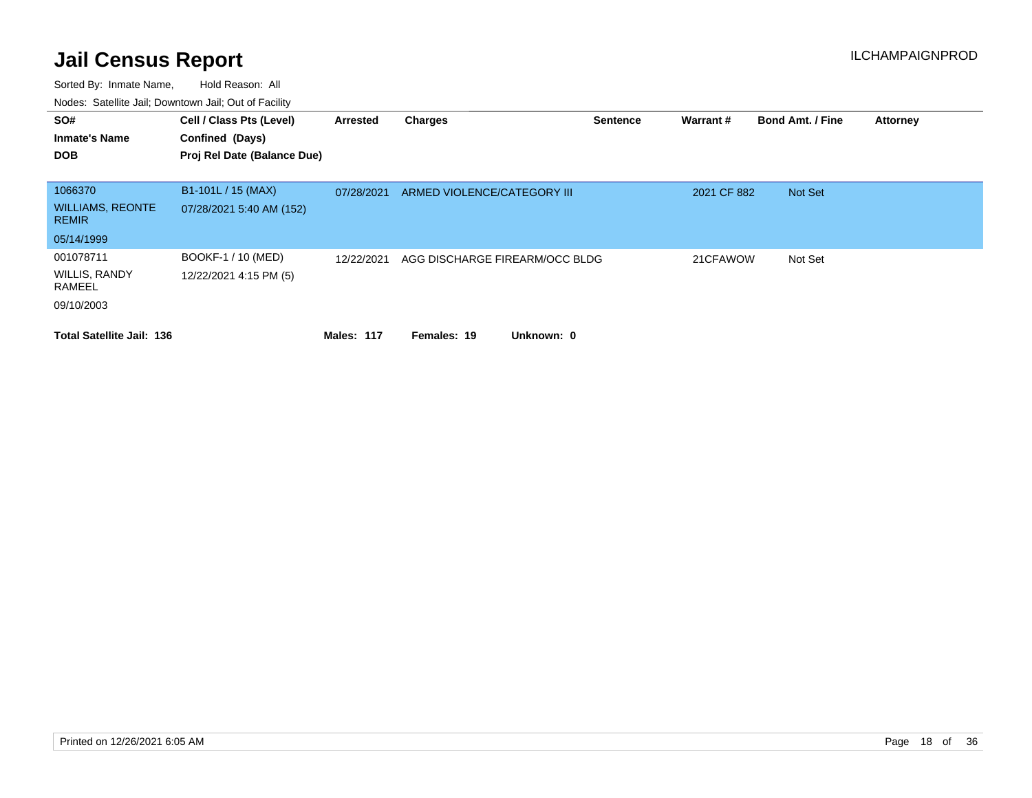# Jail Census Report

Sorted By: Inmate Name, Hold Reason: All

Nodes: Satellite Jail; Downtown Jail; Out of Facility

| SO# / Inmate's Name / DOB | Cell / Class Pts (Level) / Confined (Days) / Proj Rel Date (Balance Due) | Arrested | Charges | Sentence | Warrant # | Bond Amt. / Fine | Attorney |
|---|---|---|---|---|---|---|---|
| 1066370<br>WILLIAMS, REONTE REMIR<br>05/14/1999 | B1-101L / 15 (MAX)<br>07/28/2021 5:40 AM (152) | 07/28/2021 | ARMED VIOLENCE/CATEGORY III | | 2021 CF 882 | Not Set | |
| 001078711<br>WILLIS, RANDY RAMEEL<br>09/10/2003 | BOOKF-1 / 10 (MED)<br>12/22/2021 4:15 PM (5) | 12/22/2021 | AGG DISCHARGE FIREARM/OCC BLDG | | 21CFAWOW | Not Set | |

**Total Satellite Jail: 136** **Males: 117** **Females: 19** **Unknown: 0**

Printed on 12/26/2021 6:05 AM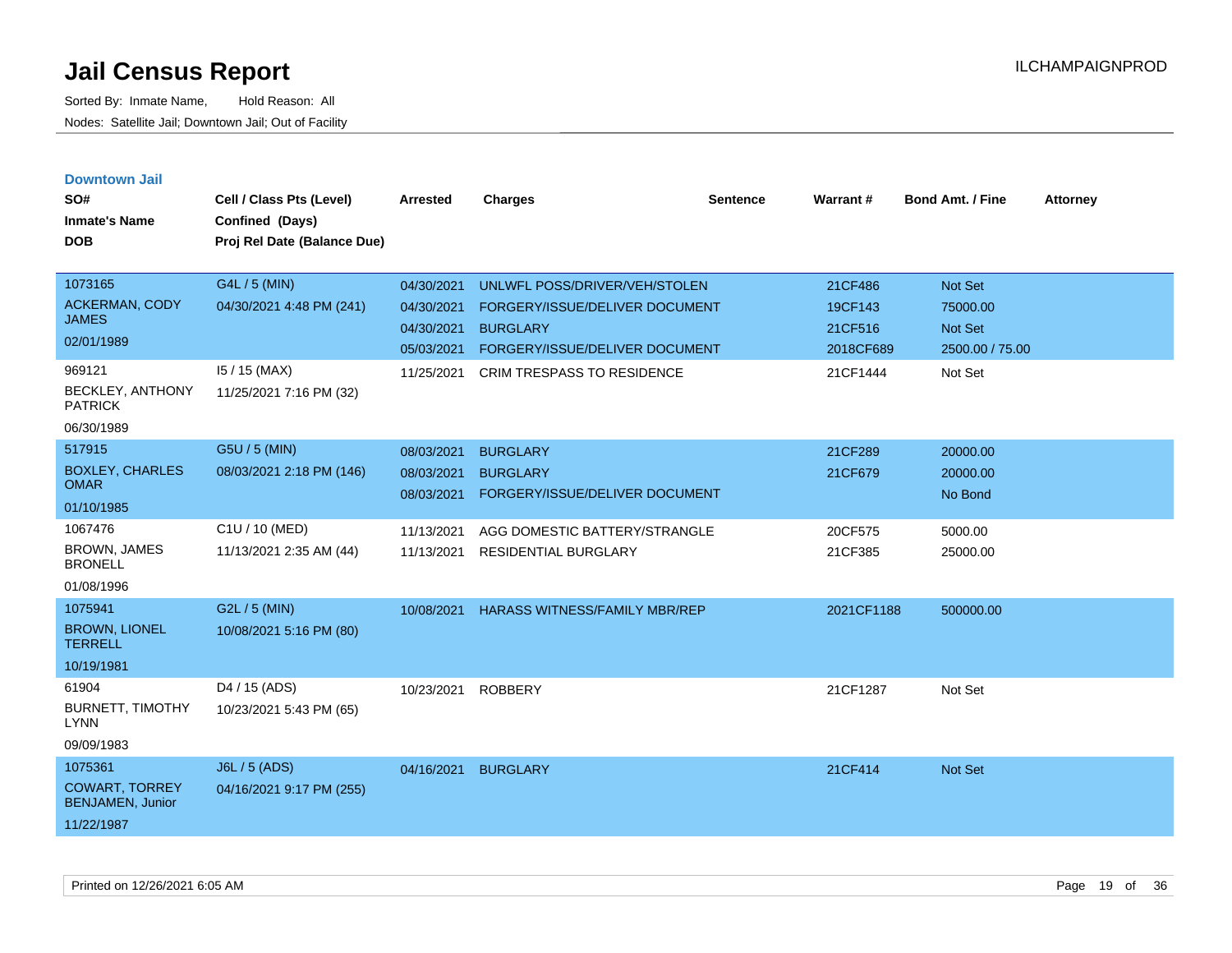# Jail Census Report

Sorted By: Inmate Name, Hold Reason: All

Nodes: Satellite Jail; Downtown Jail; Out of Facility

ILCHAMPAIGNPROD

## Downtown Jail

| SO# / Inmate's Name / DOB | Cell / Class Pts (Level) / Confined (Days) / Proj Rel Date (Balance Due) | Arrested | Charges | Sentence | Warrant # | Bond Amt. / Fine | Attorney |
|---|---|---|---|---|---|---|---|
| 1073165 ACKERMAN, CODY JAMES 02/01/1989 | G4L / 5 (MIN) 04/30/2021 4:48 PM (241) | 04/30/2021 | UNLWFL POSS/DRIVER/VEH/STOLEN | | 21CF486 | Not Set | |
| | | 04/30/2021 | FORGERY/ISSUE/DELIVER DOCUMENT | | 19CF143 | 75000.00 | |
| | | 04/30/2021 | BURGLARY | | 21CF516 | Not Set | |
| | | 05/03/2021 | FORGERY/ISSUE/DELIVER DOCUMENT | | 2018CF689 | 2500.00 / 75.00 | |
| 969121 BECKLEY, ANTHONY PATRICK 06/30/1989 | I5 / 15 (MAX) 11/25/2021 7:16 PM (32) | 11/25/2021 | CRIM TRESPASS TO RESIDENCE | | 21CF1444 | Not Set | |
| 517915 BOXLEY, CHARLES OMAR 01/10/1985 | G5U / 5 (MIN) 08/03/2021 2:18 PM (146) | 08/03/2021 | BURGLARY | | 21CF289 | 20000.00 | |
| | | 08/03/2021 | BURGLARY | | 21CF679 | 20000.00 | |
| | | 08/03/2021 | FORGERY/ISSUE/DELIVER DOCUMENT | | | No Bond | |
| 1067476 BROWN, JAMES BRONELL 01/08/1996 | C1U / 10 (MED) 11/13/2021 2:35 AM (44) | 11/13/2021 | AGG DOMESTIC BATTERY/STRANGLE | | 20CF575 | 5000.00 | |
| | | 11/13/2021 | RESIDENTIAL BURGLARY | | 21CF385 | 25000.00 | |
| 1075941 BROWN, LIONEL TERRELL 10/19/1981 | G2L / 5 (MIN) 10/08/2021 5:16 PM (80) | 10/08/2021 | HARASS WITNESS/FAMILY MBR/REP | | 2021CF1188 | 500000.00 | |
| 61904 BURNETT, TIMOTHY LYNN 09/09/1983 | D4 / 15 (ADS) 10/23/2021 5:43 PM (65) | 10/23/2021 | ROBBERY | | 21CF1287 | Not Set | |
| 1075361 COWART, TORREY BENJAMEN, Junior 11/22/1987 | J6L / 5 (ADS) 04/16/2021 9:17 PM (255) | 04/16/2021 | BURGLARY | | 21CF414 | Not Set | |

Printed on 12/26/2021 6:05 AM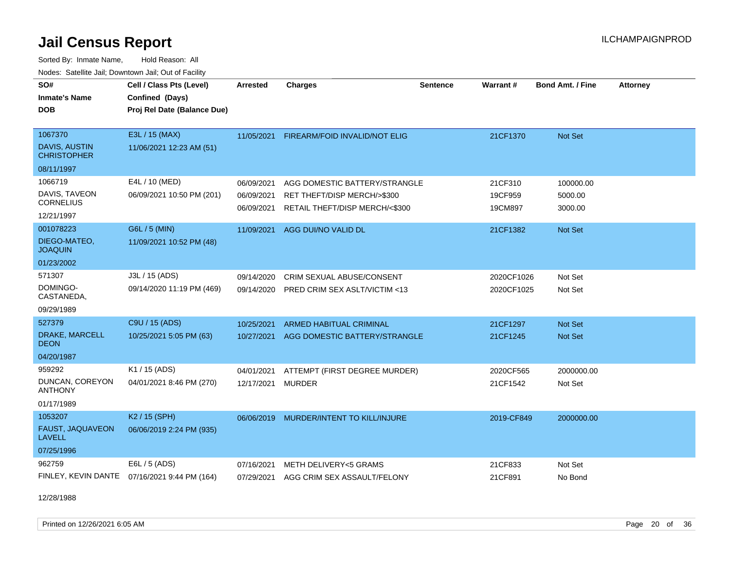# Jail Census Report

Sorted By: Inmate Name, Hold Reason: All

Nodes: Satellite Jail; Downtown Jail; Out of Facility

| SO# / Inmate's Name / DOB | Cell / Class Pts (Level) / Confined (Days) / Proj Rel Date (Balance Due) | Arrested | Charges | Sentence | Warrant # | Bond Amt. / Fine | Attorney |
|---|---|---|---|---|---|---|---|
| 1067370<br>DAVIS, AUSTIN CHRISTOPHER<br>08/11/1997 | E3L / 15 (MAX)<br>11/06/2021 12:23 AM (51) | 11/05/2021 | FIREARM/FOID INVALID/NOT ELIG | | 21CF1370 | Not Set | |
| 1066719<br>DAVIS, TAVEON CORNELIUS<br>12/21/1997 | E4L / 10 (MED)<br>06/09/2021 10:50 PM (201) | 06/09/2021<br>06/09/2021<br>06/09/2021 | AGG DOMESTIC BATTERY/STRANGLE<br>RET THEFT/DISP MERCH/>$300<br>RETAIL THEFT/DISP MERCH/<$300 | | 21CF310<br>19CF959<br>19CM897 | 100000.00<br>5000.00<br>3000.00 | |
| 001078223<br>DIEGO-MATEO, JOAQUIN<br>01/23/2002 | G6L / 5 (MIN)<br>11/09/2021 10:52 PM (48) | 11/09/2021 | AGG DUI/NO VALID DL | | 21CF1382 | Not Set | |
| 571307<br>DOMINGO-CASTANEDA,<br>09/29/1989 | J3L / 15 (ADS)<br>09/14/2020 11:19 PM (469) | 09/14/2020<br>09/14/2020 | CRIM SEXUAL ABUSE/CONSENT<br>PRED CRIM SEX ASLT/VICTIM <13 | | 2020CF1026<br>2020CF1025 | Not Set<br>Not Set | |
| 527379<br>DRAKE, MARCELL DEON<br>04/20/1987 | C9U / 15 (ADS)<br>10/25/2021 5:05 PM (63) | 10/25/2021<br>10/27/2021 | ARMED HABITUAL CRIMINAL<br>AGG DOMESTIC BATTERY/STRANGLE | | 21CF1297<br>21CF1245 | Not Set<br>Not Set | |
| 959292<br>DUNCAN, COREYON ANTHONY<br>01/17/1989 | K1 / 15 (ADS)<br>04/01/2021 8:46 PM (270) | 04/01/2021<br>12/17/2021 | ATTEMPT (FIRST DEGREE MURDER)<br>MURDER | | 2020CF565<br>21CF1542 | 2000000.00<br>Not Set | |
| 1053207<br>FAUST, JAQUAVEON LAVELL<br>07/25/1996 | K2 / 15 (SPH)<br>06/06/2019 2:24 PM (935) | 06/06/2019 | MURDER/INTENT TO KILL/INJURE | | 2019-CF849 | 2000000.00 | |
| 962759<br>FINLEY, KEVIN DANTE<br>12/28/1988 | E6L / 5 (ADS)<br>07/16/2021 9:44 PM (164) | 07/16/2021<br>07/29/2021 | METH DELIVERY<5 GRAMS<br>AGG CRIM SEX ASSAULT/FELONY | | 21CF833<br>21CF891 | Not Set<br>No Bond | |

Printed on 12/26/2021 6:05 AM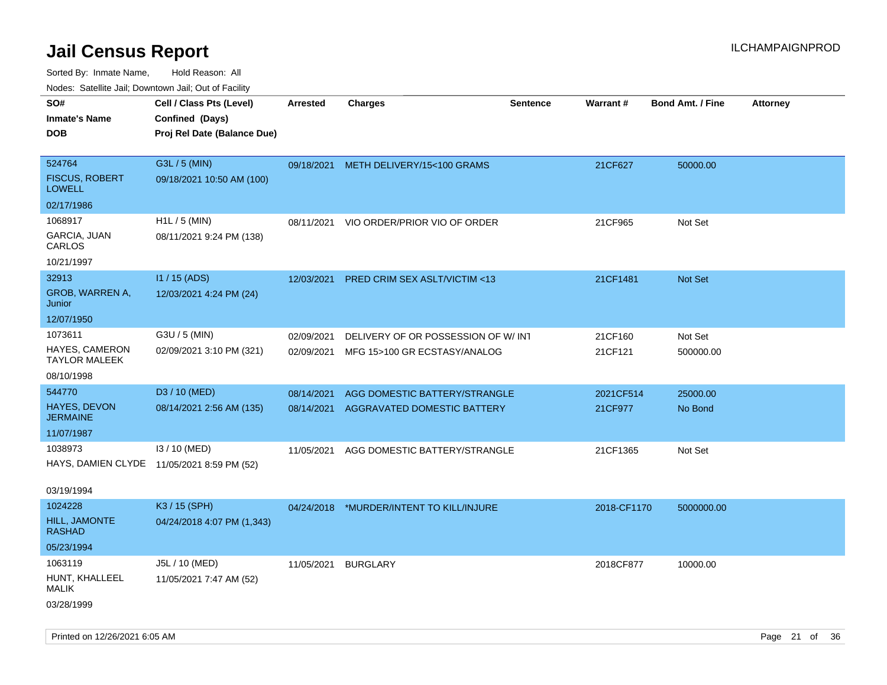# Jail Census Report

ILCHAMPAIGNPROD

Sorted By: Inmate Name, Hold Reason: All

Nodes: Satellite Jail; Downtown Jail; Out of Facility

| SO# / Inmate's Name / DOB | Cell / Class Pts (Level) / Confined (Days) / Proj Rel Date (Balance Due) | Arrested | Charges | Sentence | Warrant # | Bond Amt. / Fine | Attorney |
|---|---|---|---|---|---|---|---|
| 524764<br>FISCUS, ROBERT LOWELL<br>02/17/1986 | G3L / 5 (MIN)<br>09/18/2021 10:50 AM (100) | 09/18/2021 | METH DELIVERY/15<100 GRAMS | | 21CF627 | 50000.00 | |
| 1068917<br>GARCIA, JUAN CARLOS<br>10/21/1997 | H1L / 5 (MIN)<br>08/11/2021 9:24 PM (138) | 08/11/2021 | VIO ORDER/PRIOR VIO OF ORDER | | 21CF965 | Not Set | |
| 32913<br>GROB, WARREN A, Junior<br>12/07/1950 | I1 / 15 (ADS)<br>12/03/2021 4:24 PM (24) | 12/03/2021 | PRED CRIM SEX ASLT/VICTIM <13 | | 21CF1481 | Not Set | |
| 1073611<br>HAYES, CAMERON TAYLOR MALEEK<br>08/10/1998 | G3U / 5 (MIN)<br>02/09/2021 3:10 PM (321) | 02/09/2021<br>02/09/2021 | DELIVERY OF OR POSSESSION OF W/ INT<br>MFG 15>100 GR ECSTASY/ANALOG | | 21CF160<br>21CF121 | Not Set<br>500000.00 | |
| 544770<br>HAYES, DEVON JERMAINE<br>11/07/1987 | D3 / 10 (MED)<br>08/14/2021 2:56 AM (135) | 08/14/2021<br>08/14/2021 | AGG DOMESTIC BATTERY/STRANGLE<br>AGGRAVATED DOMESTIC BATTERY | | 2021CF514<br>21CF977 | 25000.00<br>No Bond | |
| 1038973<br>HAYS, DAMIEN CLYDE<br>03/19/1994 | I3 / 10 (MED)<br>11/05/2021 8:59 PM (52) | 11/05/2021 | AGG DOMESTIC BATTERY/STRANGLE | | 21CF1365 | Not Set | |
| 1024228<br>HILL, JAMONTE RASHAD<br>05/23/1994 | K3 / 15 (SPH)<br>04/24/2018 4:07 PM (1,343) | 04/24/2018 | *MURDER/INTENT TO KILL/INJURE | | 2018-CF1170 | 5000000.00 | |
| 1063119<br>HUNT, KHALLEEL MALIK<br>03/28/1999 | J5L / 10 (MED)<br>11/05/2021 7:47 AM (52) | 11/05/2021 | BURGLARY | | 2018CF877 | 10000.00 | |

Printed on 12/26/2021 6:05 AM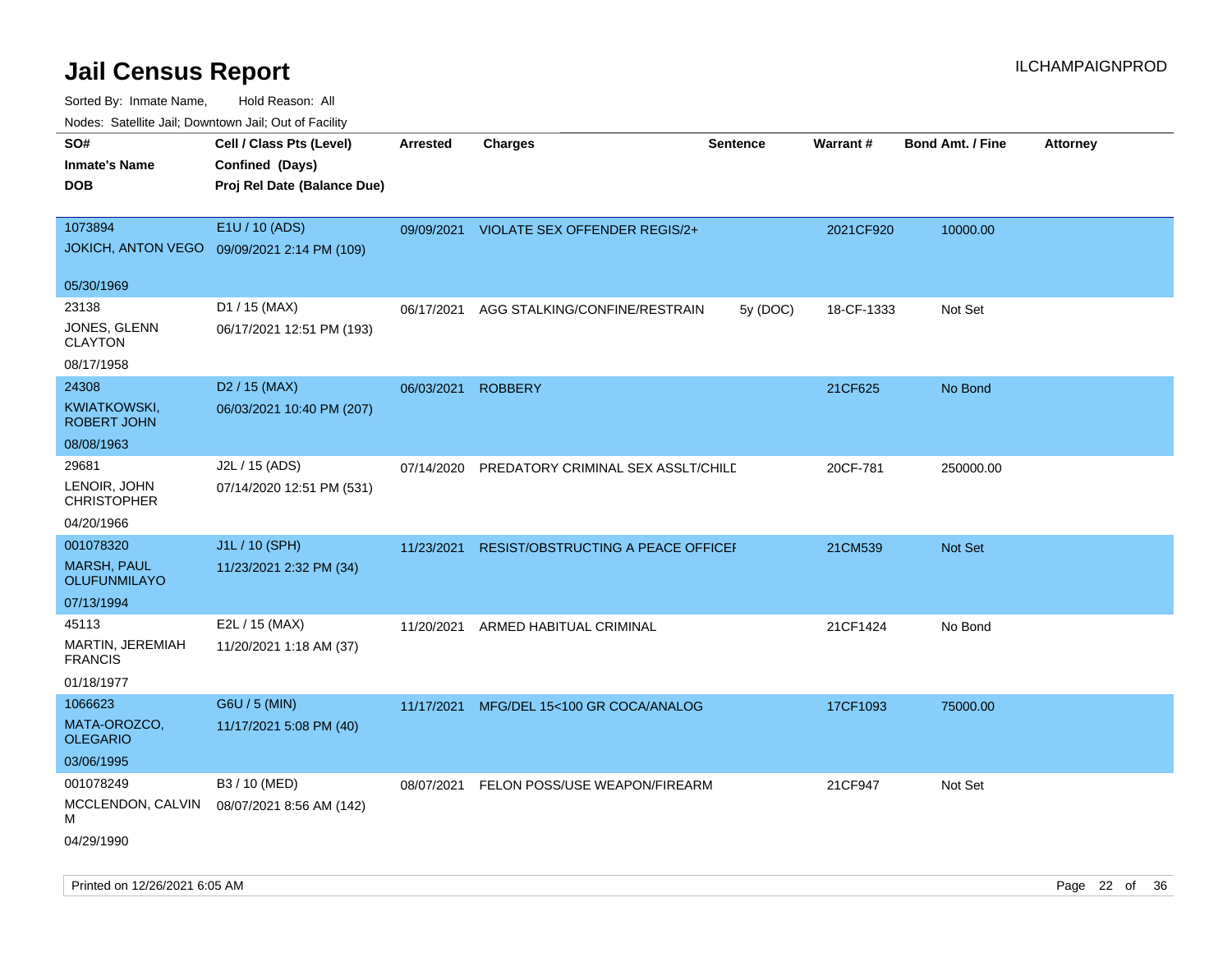# Jail Census Report

ILCHAMPAIGNPROD

Sorted By: Inmate Name, Hold Reason: All

Nodes: Satellite Jail; Downtown Jail; Out of Facility

| SO# / Inmate's Name / DOB | Cell / Class Pts (Level) / Confined (Days) / Proj Rel Date (Balance Due) | Arrested | Charges | Sentence | Warrant # | Bond Amt. / Fine | Attorney |
|---|---|---|---|---|---|---|---|
| 1073894 JOKICH, ANTON VEGO 05/30/1969 | E1U / 10 (ADS) 09/09/2021 2:14 PM (109) | 09/09/2021 | VIOLATE SEX OFFENDER REGIS/2+ | | 2021CF920 | 10000.00 | |
| 23138 JONES, GLENN CLAYTON 08/17/1958 | D1 / 15 (MAX) 06/17/2021 12:51 PM (193) | 06/17/2021 | AGG STALKING/CONFINE/RESTRAIN | 5y (DOC) | 18-CF-1333 | Not Set | |
| 24308 KWIATKOWSKI, ROBERT JOHN 08/08/1963 | D2 / 15 (MAX) 06/03/2021 10:40 PM (207) | 06/03/2021 | ROBBERY | | 21CF625 | No Bond | |
| 29681 LENOIR, JOHN CHRISTOPHER 04/20/1966 | J2L / 15 (ADS) 07/14/2020 12:51 PM (531) | 07/14/2020 | PREDATORY CRIMINAL SEX ASSLT/CHILD | | 20CF-781 | 250000.00 | |
| 001078320 MARSH, PAUL OLUFUNMILAYO 07/13/1994 | J1L / 10 (SPH) 11/23/2021 2:32 PM (34) | 11/23/2021 | RESIST/OBSTRUCTING A PEACE OFFICEI | | 21CM539 | Not Set | |
| 45113 MARTIN, JEREMIAH FRANCIS 01/18/1977 | E2L / 15 (MAX) 11/20/2021 1:18 AM (37) | 11/20/2021 | ARMED HABITUAL CRIMINAL | | 21CF1424 | No Bond | |
| 1066623 MATA-OROZCO, OLEGARIO 03/06/1995 | G6U / 5 (MIN) 11/17/2021 5:08 PM (40) | 11/17/2021 | MFG/DEL 15<100 GR COCA/ANALOG | | 17CF1093 | 75000.00 | |
| 001078249 MCCLENDON, CALVIN M 04/29/1990 | B3 / 10 (MED) 08/07/2021 8:56 AM (142) | 08/07/2021 | FELON POSS/USE WEAPON/FIREARM | | 21CF947 | Not Set | |

Printed on 12/26/2021 6:05 AM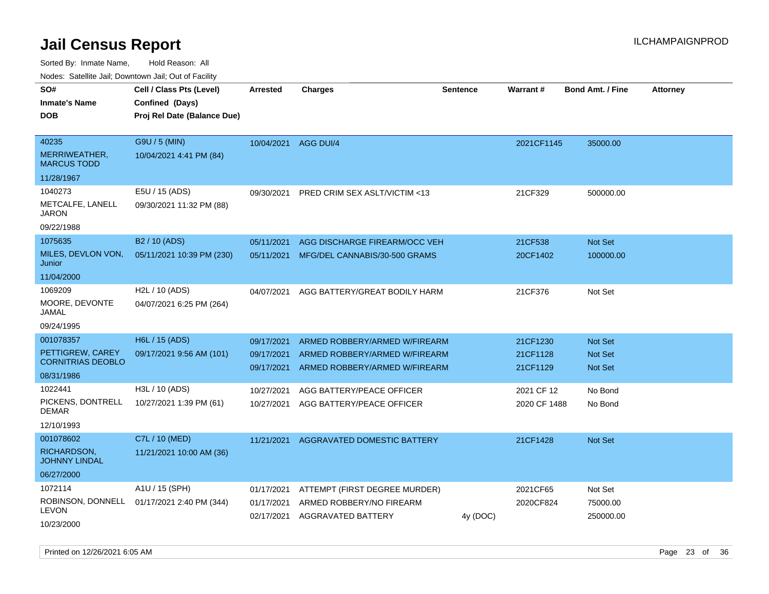# Jail Census Report

Sorted By: Inmate Name, Hold Reason: All

Nodes: Satellite Jail; Downtown Jail; Out of Facility

| SO# / Inmate's Name / DOB | Cell / Class Pts (Level) / Confined (Days) / Proj Rel Date (Balance Due) | Arrested | Charges | Sentence | Warrant # | Bond Amt. / Fine | Attorney |
|---|---|---|---|---|---|---|---|
| 40235<br>MERRIWEATHER, MARCUS TODD<br>11/28/1967 | G9U / 5 (MIN)<br>10/04/2021 4:41 PM (84) | 10/04/2021 | AGG DUI/4 | | 2021CF1145 | 35000.00 | |
| 1040273<br>METCALFE, LANELL JARON<br>09/22/1988 | E5U / 15 (ADS)<br>09/30/2021 11:32 PM (88) | 09/30/2021 | PRED CRIM SEX ASLT/VICTIM <13 | | 21CF329 | 500000.00 | |
| 1075635<br>MILES, DEVLON VON, Junior<br>11/04/2000 | B2 / 10 (ADS)<br>05/11/2021 10:39 PM (230) | 05/11/2021<br>05/11/2021 | AGG DISCHARGE FIREARM/OCC VEH<br>MFG/DEL CANNABIS/30-500 GRAMS | | 21CF538<br>20CF1402 | Not Set<br>100000.00 | |
| 1069209<br>MOORE, DEVONTE JAMAL<br>09/24/1995 | H2L / 10 (ADS)<br>04/07/2021 6:25 PM (264) | 04/07/2021 | AGG BATTERY/GREAT BODILY HARM | | 21CF376 | Not Set | |
| 001078357<br>PETTIGREW, CAREY CORNITRIAS DEOBLO<br>08/31/1986 | H6L / 15 (ADS)<br>09/17/2021 9:56 AM (101) | 09/17/2021<br>09/17/2021<br>09/17/2021 | ARMED ROBBERY/ARMED W/FIREARM<br>ARMED ROBBERY/ARMED W/FIREARM<br>ARMED ROBBERY/ARMED W/FIREARM | | 21CF1230<br>21CF1128<br>21CF1129 | Not Set<br>Not Set<br>Not Set | |
| 1022441<br>PICKENS, DONTRELL DEMAR<br>12/10/1993 | H3L / 10 (ADS)<br>10/27/2021 1:39 PM (61) | 10/27/2021<br>10/27/2021 | AGG BATTERY/PEACE OFFICER<br>AGG BATTERY/PEACE OFFICER | | 2021 CF 12<br>2020 CF 1488 | No Bond<br>No Bond | |
| 001078602<br>RICHARDSON, JOHNNY LINDAL<br>06/27/2000 | C7L / 10 (MED)<br>11/21/2021 10:00 AM (36) | 11/21/2021 | AGGRAVATED DOMESTIC BATTERY | | 21CF1428 | Not Set | |
| 1072114<br>ROBINSON, DONNELL LEVON<br>10/23/2000 | A1U / 15 (SPH)<br>01/17/2021 2:40 PM (344) | 01/17/2021<br>01/17/2021<br>02/17/2021 | ATTEMPT (FIRST DEGREE MURDER)<br>ARMED ROBBERY/NO FIREARM<br>AGGRAVATED BATTERY | <br><br>4y (DOC) | 2021CF65<br>2020CF824 | Not Set<br>75000.00<br>250000.00 | |

Printed on 12/26/2021 6:05 AM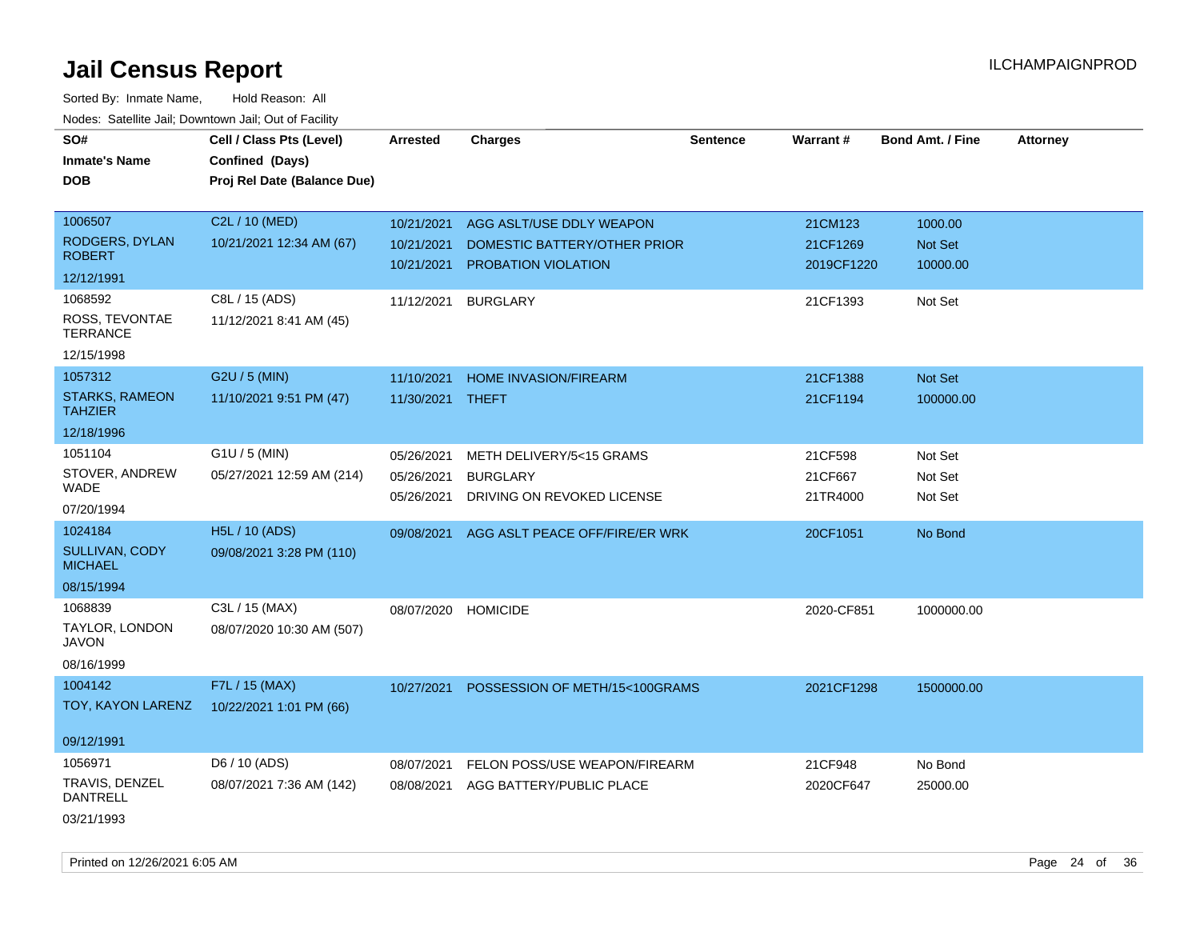# Jail Census Report

ILCHAMPAIGNPROD

Sorted By: Inmate Name, Hold Reason: All

Nodes: Satellite Jail; Downtown Jail; Out of Facility

| SO# / Inmate's Name / DOB | Cell / Class Pts (Level) / Confined (Days) / Proj Rel Date (Balance Due) | Arrested | Charges | Sentence | Warrant # | Bond Amt. / Fine | Attorney |
|---|---|---|---|---|---|---|---|
| 1006507<br>RODGERS, DYLAN ROBERT<br>12/12/1991 | C2L / 10 (MED)<br>10/21/2021 12:34 AM (67) | 10/21/2021<br>10/21/2021<br>10/21/2021 | AGG ASLT/USE DDLY WEAPON<br>DOMESTIC BATTERY/OTHER PRIOR<br>PROBATION VIOLATION | | 21CM123<br>21CF1269<br>2019CF1220 | 1000.00<br>Not Set<br>10000.00 | |
| 1068592<br>ROSS, TEVONTAE TERRANCE<br>12/15/1998 | C8L / 15 (ADS)<br>11/12/2021 8:41 AM (45) | 11/12/2021 | BURGLARY | | 21CF1393 | Not Set | |
| 1057312<br>STARKS, RAMEON TAHZIER<br>12/18/1996 | G2U / 5 (MIN)<br>11/10/2021 9:51 PM (47) | 11/10/2021<br>11/30/2021 | HOME INVASION/FIREARM<br>THEFT | | 21CF1388<br>21CF1194 | Not Set<br>100000.00 | |
| 1051104<br>STOVER, ANDREW WADE<br>07/20/1994 | G1U / 5 (MIN)<br>05/27/2021 12:59 AM (214) | 05/26/2021<br>05/26/2021<br>05/26/2021 | METH DELIVERY/5<15 GRAMS<br>BURGLARY<br>DRIVING ON REVOKED LICENSE | | 21CF598<br>21CF667<br>21TR4000 | Not Set<br>Not Set<br>Not Set | |
| 1024184<br>SULLIVAN, CODY MICHAEL<br>08/15/1994 | H5L / 10 (ADS)<br>09/08/2021 3:28 PM (110) | 09/08/2021 | AGG ASLT PEACE OFF/FIRE/ER WRK | | 20CF1051 | No Bond | |
| 1068839<br>TAYLOR, LONDON JAVON<br>08/16/1999 | C3L / 15 (MAX)<br>08/07/2020 10:30 AM (507) | 08/07/2020 | HOMICIDE | | 2020-CF851 | 1000000.00 | |
| 1004142<br>TOY, KAYON LARENZ<br>09/12/1991 | F7L / 15 (MAX)<br>10/22/2021 1:01 PM (66) | 10/27/2021 | POSSESSION OF METH/15<100GRAMS | | 2021CF1298 | 1500000.00 | |
| 1056971<br>TRAVIS, DENZEL DANTRELL<br>03/21/1993 | D6 / 10 (ADS)<br>08/07/2021 7:36 AM (142) | 08/07/2021<br>08/08/2021 | FELON POSS/USE WEAPON/FIREARM<br>AGG BATTERY/PUBLIC PLACE | | 21CF948<br>2020CF647 | No Bond<br>25000.00 | |

Printed on 12/26/2021 6:05 AM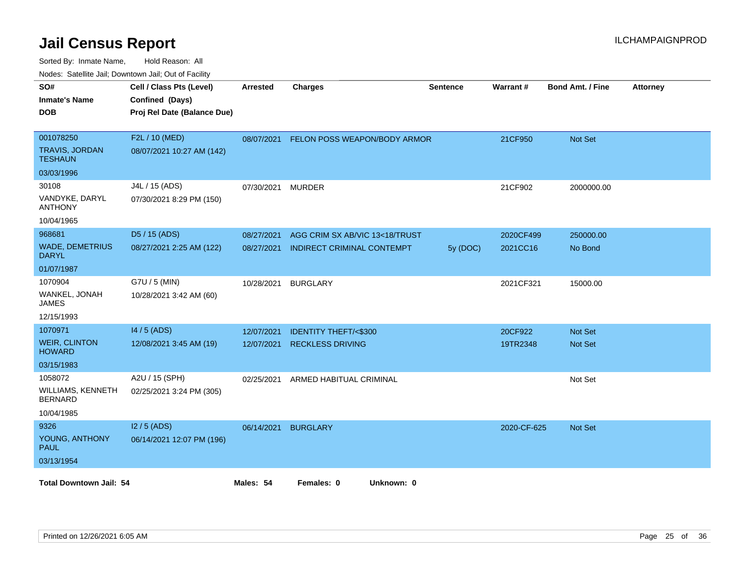# Jail Census Report

ILCHAMPAIGNPROD

Sorted By: Inmate Name, Hold Reason: All

Nodes: Satellite Jail; Downtown Jail; Out of Facility

| SO# / Inmate's Name / DOB | Cell / Class Pts (Level) / Confined (Days) / Proj Rel Date (Balance Due) | Arrested | Charges | Sentence | Warrant # | Bond Amt. / Fine | Attorney |
|---|---|---|---|---|---|---|---|
| 001078250<br>TRAVIS, JORDAN TESHAUN<br>03/03/1996 | F2L / 10 (MED)<br>08/07/2021 10:27 AM (142) | 08/07/2021 | FELON POSS WEAPON/BODY ARMOR | | 21CF950 | Not Set | |
| 30108<br>VANDYKE, DARYL ANTHONY<br>10/04/1965 | J4L / 15 (ADS)<br>07/30/2021 8:29 PM (150) | 07/30/2021 | MURDER | | 21CF902 | 2000000.00 | |
| 968681<br>WADE, DEMETRIUS DARYL<br>01/07/1987 | D5 / 15 (ADS)<br>08/27/2021 2:25 AM (122) | 08/27/2021 | AGG CRIM SX AB/VIC 13<18/TRUST | | 2020CF499 | 250000.00 | |
| | | 08/27/2021 | INDIRECT CRIMINAL CONTEMPT | 5y (DOC) | 2021CC16 | No Bond | |
| 1070904<br>WANKEL, JONAH JAMES<br>12/15/1993 | G7U / 5 (MIN)<br>10/28/2021 3:42 AM (60) | 10/28/2021 | BURGLARY | | 2021CF321 | 15000.00 | |
| 1070971<br>WEIR, CLINTON HOWARD<br>03/15/1983 | I4 / 5 (ADS)<br>12/08/2021 3:45 AM (19) | 12/07/2021 | IDENTITY THEFT/<$300 | | 20CF922 | Not Set | |
| | | 12/07/2021 | RECKLESS DRIVING | | 19TR2348 | Not Set | |
| 1058072<br>WILLIAMS, KENNETH BERNARD<br>10/04/1985 | A2U / 15 (SPH)<br>02/25/2021 3:24 PM (305) | 02/25/2021 | ARMED HABITUAL CRIMINAL | | | Not Set | |
| 9326<br>YOUNG, ANTHONY PAUL<br>03/13/1954 | I2 / 5 (ADS)<br>06/14/2021 12:07 PM (196) | 06/14/2021 | BURGLARY | | 2020-CF-625 | Not Set | |

**Total Downtown Jail: 54** **Males: 54** **Females: 0** **Unknown: 0**

Printed on 12/26/2021 6:05 AM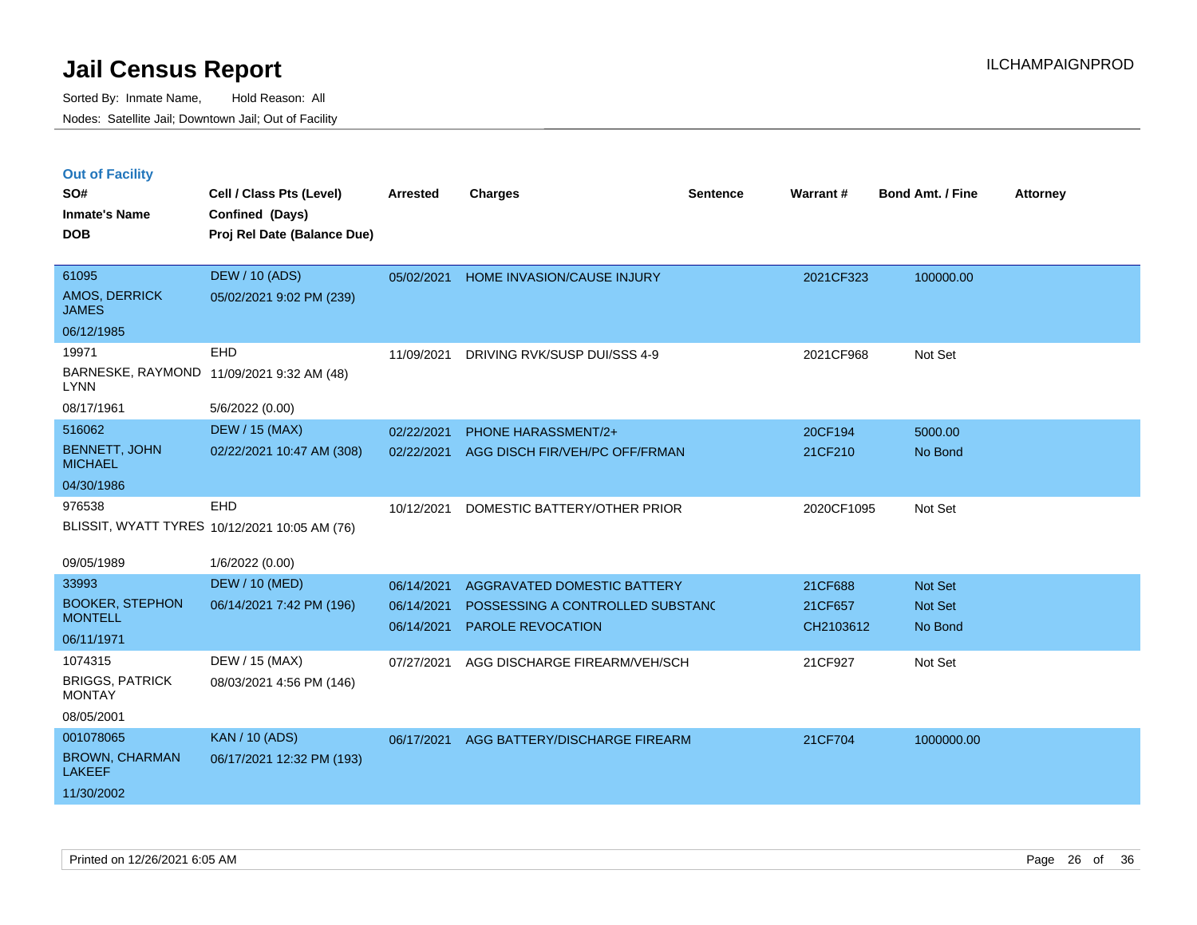# Jail Census Report

ILCHAMPAIGNPROD

Sorted By: Inmate Name, Hold Reason: All

Nodes: Satellite Jail; Downtown Jail; Out of Facility

## Out of Facility

| SO# / Inmate's Name / DOB | Cell / Class Pts (Level) / Confined (Days) / Proj Rel Date (Balance Due) | Arrested | Charges | Sentence | Warrant # | Bond Amt. / Fine | Attorney |
|---|---|---|---|---|---|---|---|
| 61095<br>AMOS, DERRICK JAMES<br>06/12/1985 | DEW / 10 (ADS)<br>05/02/2021 9:02 PM (239) | 05/02/2021 | HOME INVASION/CAUSE INJURY | | 2021CF323 | 100000.00 | |
| 19971<br>BARNESKE, RAYMOND LYNN<br>08/17/1961 | EHD<br>11/09/2021 9:32 AM (48)<br>5/6/2022 (0.00) | 11/09/2021 | DRIVING RVK/SUSP DUI/SSS 4-9 | | 2021CF968 | Not Set | |
| 516062<br>BENNETT, JOHN MICHAEL<br>04/30/1986 | DEW / 15 (MAX)<br>02/22/2021 10:47 AM (308) | 02/22/2021<br>02/22/2021 | PHONE HARASSMENT/2+<br>AGG DISCH FIR/VEH/PC OFF/FRMAN | | 20CF194<br>21CF210 | 5000.00<br>No Bond | |
| 976538<br>BLISSIT, WYATT TYRES<br>09/05/1989 | EHD<br>10/12/2021 10:05 AM (76)<br>1/6/2022 (0.00) | 10/12/2021 | DOMESTIC BATTERY/OTHER PRIOR | | 2020CF1095 | Not Set | |
| 33993<br>BOOKER, STEPHON MONTELL<br>06/11/1971 | DEW / 10 (MED)<br>06/14/2021 7:42 PM (196) | 06/14/2021<br>06/14/2021<br>06/14/2021 | AGGRAVATED DOMESTIC BATTERY<br>POSSESSING A CONTROLLED SUBSTANC<br>PAROLE REVOCATION | | 21CF688<br>21CF657<br>CH2103612 | Not Set<br>Not Set<br>No Bond | |
| 1074315<br>BRIGGS, PATRICK MONTAY<br>08/05/2001 | DEW / 15 (MAX)<br>08/03/2021 4:56 PM (146) | 07/27/2021 | AGG DISCHARGE FIREARM/VEH/SCH | | 21CF927 | Not Set | |
| 001078065<br>BROWN, CHARMAN LAKEEF<br>11/30/2002 | KAN / 10 (ADS)<br>06/17/2021 12:32 PM (193) | 06/17/2021 | AGG BATTERY/DISCHARGE FIREARM | | 21CF704 | 1000000.00 | |

Printed on 12/26/2021 6:05 AM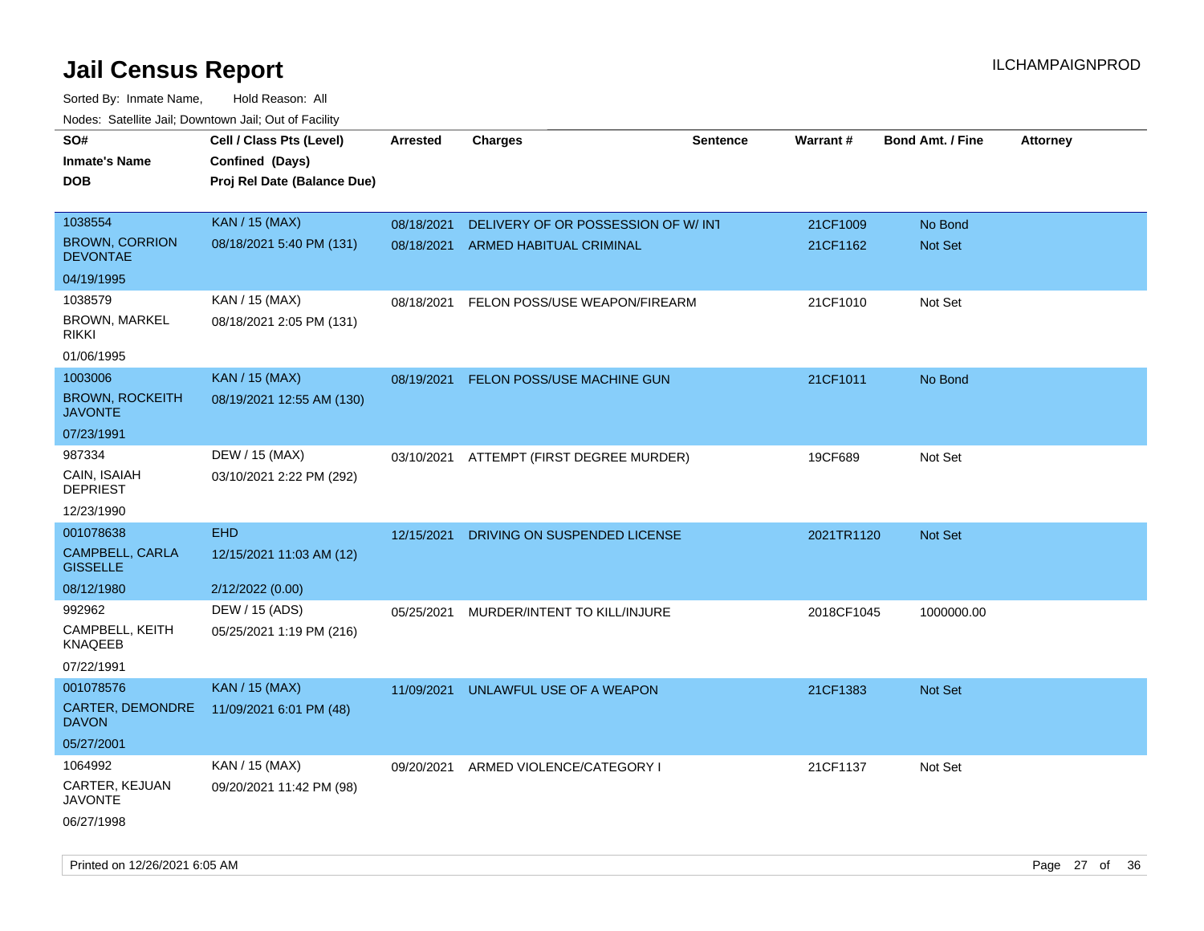# Jail Census Report

ILCHAMPAIGNPROD

Sorted By: Inmate Name, Hold Reason: All

Nodes: Satellite Jail; Downtown Jail; Out of Facility

| SO# / Inmate's Name / DOB | Cell / Class Pts (Level) / Confined (Days) / Proj Rel Date (Balance Due) | Arrested | Charges | Sentence | Warrant # | Bond Amt. / Fine | Attorney |
|---|---|---|---|---|---|---|---|
| 1038554<br>BROWN, CORRION DEVONTAE<br>04/19/1995 | KAN / 15 (MAX)<br>08/18/2021 5:40 PM (131) | 08/18/2021 | DELIVERY OF OR POSSESSION OF W/ INT | | 21CF1009 | No Bond | |
| | | 08/18/2021 | ARMED HABITUAL CRIMINAL | | 21CF1162 | Not Set | |
| 1038579<br>BROWN, MARKEL RIKKI<br>01/06/1995 | KAN / 15 (MAX)<br>08/18/2021 2:05 PM (131) | 08/18/2021 | FELON POSS/USE WEAPON/FIREARM | | 21CF1010 | Not Set | |
| 1003006<br>BROWN, ROCKEITH JAVONTE<br>07/23/1991 | KAN / 15 (MAX)<br>08/19/2021 12:55 AM (130) | 08/19/2021 | FELON POSS/USE MACHINE GUN | | 21CF1011 | No Bond | |
| 987334<br>CAIN, ISAIAH DEPRIEST<br>12/23/1990 | DEW / 15 (MAX)<br>03/10/2021 2:22 PM (292) | 03/10/2021 | ATTEMPT (FIRST DEGREE MURDER) | | 19CF689 | Not Set | |
| 001078638<br>CAMPBELL, CARLA GISSELLE<br>08/12/1980 | EHD<br>12/15/2021 11:03 AM (12)<br>2/12/2022 (0.00) | 12/15/2021 | DRIVING ON SUSPENDED LICENSE | | 2021TR1120 | Not Set | |
| 992962<br>CAMPBELL, KEITH KNAQEEB<br>07/22/1991 | DEW / 15 (ADS)<br>05/25/2021 1:19 PM (216) | 05/25/2021 | MURDER/INTENT TO KILL/INJURE | | 2018CF1045 | 1000000.00 | |
| 001078576<br>CARTER, DEMONDRE DAVON<br>05/27/2001 | KAN / 15 (MAX)<br>11/09/2021 6:01 PM (48) | 11/09/2021 | UNLAWFUL USE OF A WEAPON | | 21CF1383 | Not Set | |
| 1064992<br>CARTER, KEJUAN JAVONTE<br>06/27/1998 | KAN / 15 (MAX)<br>09/20/2021 11:42 PM (98) | 09/20/2021 | ARMED VIOLENCE/CATEGORY I | | 21CF1137 | Not Set | |

Printed on 12/26/2021 6:05 AM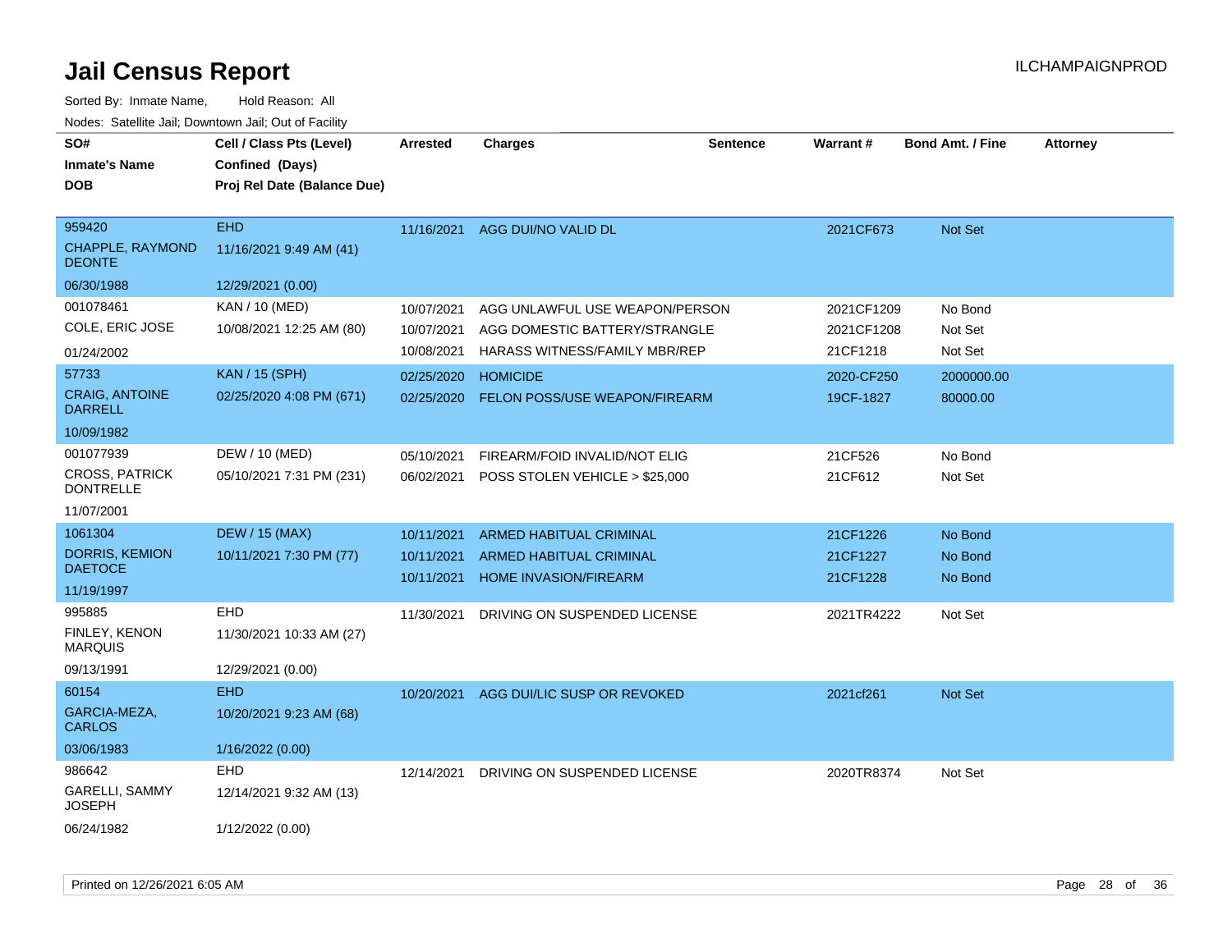# Jail Census Report

Sorted By: Inmate Name, Hold Reason: All

Nodes: Satellite Jail; Downtown Jail; Out of Facility

| SO# / Inmate's Name / DOB | Cell / Class Pts (Level) / Confined (Days) / Proj Rel Date (Balance Due) | Arrested | Charges | Sentence | Warrant # | Bond Amt. / Fine | Attorney |
|---|---|---|---|---|---|---|---|
| 959420<br>CHAPPLE, RAYMOND DEONTE<br>06/30/1988 | EHD<br>11/16/2021 9:49 AM (41)<br>12/29/2021 (0.00) | 11/16/2021 | AGG DUI/NO VALID DL | | 2021CF673 | Not Set | |
| 001078461<br>COLE, ERIC JOSE<br>01/24/2002 | KAN / 10 (MED)<br>10/08/2021 12:25 AM (80) | 10/07/2021<br>10/07/2021<br>10/08/2021 | AGG UNLAWFUL USE WEAPON/PERSON<br>AGG DOMESTIC BATTERY/STRANGLE<br>HARASS WITNESS/FAMILY MBR/REP | | 2021CF1209<br>2021CF1208<br>21CF1218 | No Bond<br>Not Set<br>Not Set | |
| 57733<br>CRAIG, ANTOINE DARRELL<br>10/09/1982 | KAN / 15 (SPH)<br>02/25/2020 4:08 PM (671) | 02/25/2020<br>02/25/2020 | HOMICIDE<br>FELON POSS/USE WEAPON/FIREARM | | 2020-CF250<br>19CF-1827 | 2000000.00<br>80000.00 | |
| 001077939<br>CROSS, PATRICK DONTRELLE<br>11/07/2001 | DEW / 10 (MED)<br>05/10/2021 7:31 PM (231) | 05/10/2021<br>06/02/2021 | FIREARM/FOID INVALID/NOT ELIG<br>POSS STOLEN VEHICLE > $25,000 | | 21CF526<br>21CF612 | No Bond<br>Not Set | |
| 1061304<br>DORRIS, KEMION DAETOCE<br>11/19/1997 | DEW / 15 (MAX)<br>10/11/2021 7:30 PM (77) | 10/11/2021<br>10/11/2021<br>10/11/2021 | ARMED HABITUAL CRIMINAL<br>ARMED HABITUAL CRIMINAL<br>HOME INVASION/FIREARM | | 21CF1226<br>21CF1227<br>21CF1228 | No Bond<br>No Bond<br>No Bond | |
| 995885<br>FINLEY, KENON MARQUIS<br>09/13/1991 | EHD<br>11/30/2021 10:33 AM (27)<br>12/29/2021 (0.00) | 11/30/2021 | DRIVING ON SUSPENDED LICENSE | | 2021TR4222 | Not Set | |
| 60154<br>GARCIA-MEZA, CARLOS<br>03/06/1983 | EHD<br>10/20/2021 9:23 AM (68)<br>1/16/2022 (0.00) | 10/20/2021 | AGG DUI/LIC SUSP OR REVOKED | | 2021cf261 | Not Set | |
| 986642<br>GARELLI, SAMMY JOSEPH<br>06/24/1982 | EHD<br>12/14/2021 9:32 AM (13)<br>1/12/2022 (0.00) | 12/14/2021 | DRIVING ON SUSPENDED LICENSE | | 2020TR8374 | Not Set | |

Printed on 12/26/2021 6:05 AM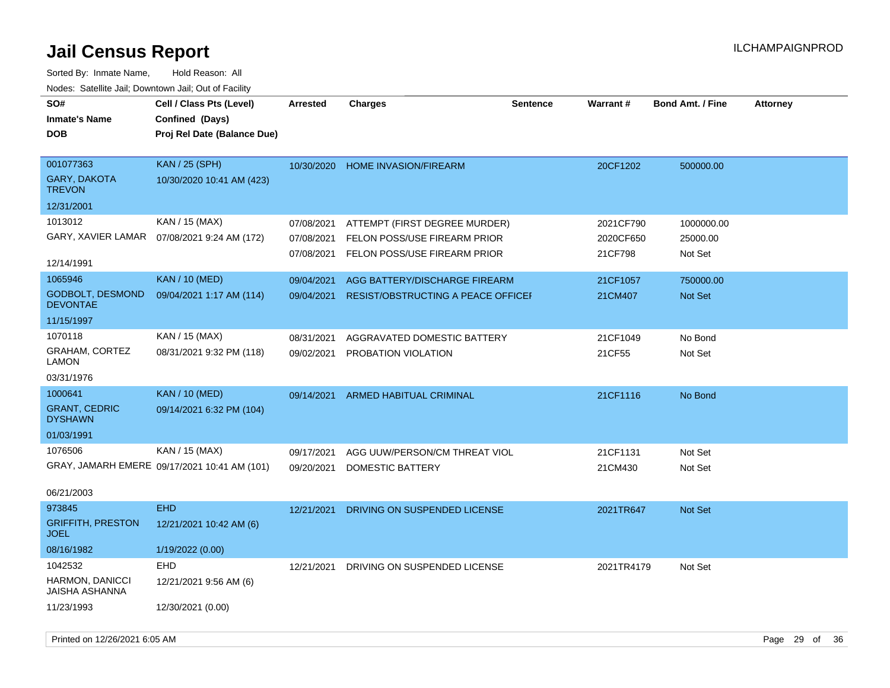# Jail Census Report

ILCHAMPAIGNPROD

Sorted By: Inmate Name, Hold Reason: All

Nodes: Satellite Jail; Downtown Jail; Out of Facility

| SO#<br>Inmate's Name<br>DOB | Cell / Class Pts (Level)<br>Confined (Days)<br>Proj Rel Date (Balance Due) | Arrested | Charges | Sentence | Warrant # | Bond Amt. / Fine | Attorney |
|---|---|---|---|---|---|---|---|
| 001077363<br>GARY, DAKOTA TREVON<br>12/31/2001 | KAN / 25 (SPH)<br>10/30/2020 10:41 AM (423) | 10/30/2020 | HOME INVASION/FIREARM | | 20CF1202 | 500000.00 | |
| 1013012<br>GARY, XAVIER LAMAR<br>12/14/1991 | KAN / 15 (MAX)<br>07/08/2021 9:24 AM (172) | 07/08/2021 | ATTEMPT (FIRST DEGREE MURDER) | | 2021CF790 | 1000000.00 | |
| | | 07/08/2021 | FELON POSS/USE FIREARM PRIOR | | 2020CF650 | 25000.00 | |
| | | 07/08/2021 | FELON POSS/USE FIREARM PRIOR | | 21CF798 | Not Set | |
| 1065946<br>GODBOLT, DESMOND DEVONTAE<br>11/15/1997 | KAN / 10 (MED)<br>09/04/2021 1:17 AM (114) | 09/04/2021 | AGG BATTERY/DISCHARGE FIREARM | | 21CF1057 | 750000.00 | |
| | | 09/04/2021 | RESIST/OBSTRUCTING A PEACE OFFICEI | | 21CM407 | Not Set | |
| 1070118<br>GRAHAM, CORTEZ LAMON<br>03/31/1976 | KAN / 15 (MAX)<br>08/31/2021 9:32 PM (118) | 08/31/2021 | AGGRAVATED DOMESTIC BATTERY | | 21CF1049 | No Bond | |
| | | 09/02/2021 | PROBATION VIOLATION | | 21CF55 | Not Set | |
| 1000641<br>GRANT, CEDRIC DYSHAWN<br>01/03/1991 | KAN / 10 (MED)<br>09/14/2021 6:32 PM (104) | 09/14/2021 | ARMED HABITUAL CRIMINAL | | 21CF1116 | No Bond | |
| 1076506<br>GRAY, JAMARH EMERE<br>06/21/2003 | KAN / 15 (MAX)<br>09/17/2021 10:41 AM (101) | 09/17/2021 | AGG UUW/PERSON/CM THREAT VIOL | | 21CF1131 | Not Set | |
| | | 09/20/2021 | DOMESTIC BATTERY | | 21CM430 | Not Set | |
| 973845<br>GRIFFITH, PRESTON JOEL<br>08/16/1982 | EHD<br>12/21/2021 10:42 AM (6)<br>1/19/2022 (0.00) | 12/21/2021 | DRIVING ON SUSPENDED LICENSE | | 2021TR647 | Not Set | |
| 1042532<br>HARMON, DANICCI JAISHA ASHANNA<br>11/23/1993 | EHD<br>12/21/2021 9:56 AM (6)<br>12/30/2021 (0.00) | 12/21/2021 | DRIVING ON SUSPENDED LICENSE | | 2021TR4179 | Not Set | |

Printed on 12/26/2021 6:05 AM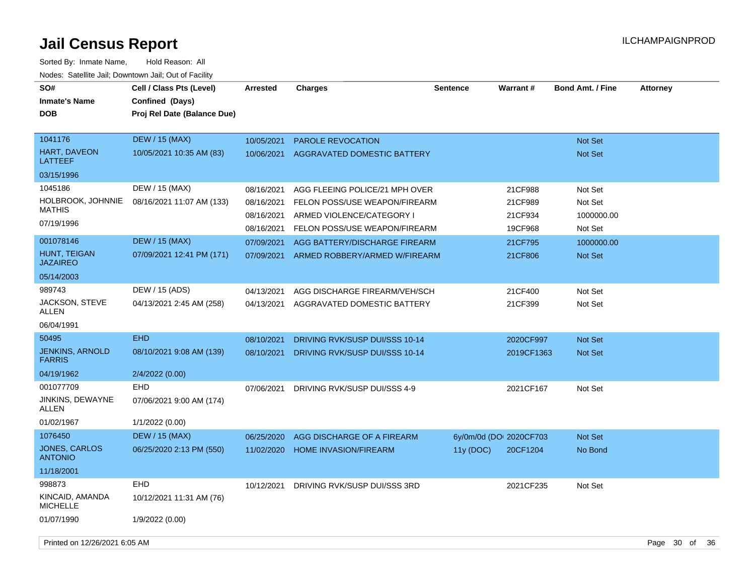# Jail Census Report

ILCHAMPAIGNPROD

Sorted By: Inmate Name, Hold Reason: All

Nodes: Satellite Jail; Downtown Jail; Out of Facility

| SO# / Inmate's Name / DOB | Cell / Class Pts (Level) / Confined (Days) / Proj Rel Date (Balance Due) | Arrested | Charges | Sentence | Warrant # | Bond Amt. / Fine | Attorney |
|---|---|---|---|---|---|---|---|
| 1041176 HART, DAVEON LATTEEF 03/15/1996 | DEW / 15 (MAX) 10/05/2021 10:35 AM (83) | 10/05/2021 | PAROLE REVOCATION | | | Not Set | |
| | | 10/06/2021 | AGGRAVATED DOMESTIC BATTERY | | | Not Set | |
| 1045186 HOLBROOK, JOHNNIE MATHIS 07/19/1996 | DEW / 15 (MAX) 08/16/2021 11:07 AM (133) | 08/16/2021 | AGG FLEEING POLICE/21 MPH OVER | | 21CF988 | Not Set | |
| | | 08/16/2021 | FELON POSS/USE WEAPON/FIREARM | | 21CF989 | Not Set | |
| | | 08/16/2021 | ARMED VIOLENCE/CATEGORY I | | 21CF934 | 1000000.00 | |
| | | 08/16/2021 | FELON POSS/USE WEAPON/FIREARM | | 19CF968 | Not Set | |
| 001078146 HUNT, TEIGAN JAZAIREO 05/14/2003 | DEW / 15 (MAX) 07/09/2021 12:41 PM (171) | 07/09/2021 | AGG BATTERY/DISCHARGE FIREARM | | 21CF795 | 1000000.00 | |
| | | 07/09/2021 | ARMED ROBBERY/ARMED W/FIREARM | | 21CF806 | Not Set | |
| 989743 JACKSON, STEVE ALLEN 06/04/1991 | DEW / 15 (ADS) 04/13/2021 2:45 AM (258) | 04/13/2021 | AGG DISCHARGE FIREARM/VEH/SCH | | 21CF400 | Not Set | |
| | | 04/13/2021 | AGGRAVATED DOMESTIC BATTERY | | 21CF399 | Not Set | |
| 50495 JENKINS, ARNOLD FARRIS 04/19/1962 | EHD 08/10/2021 9:08 AM (139) 2/4/2022 (0.00) | 08/10/2021 | DRIVING RVK/SUSP DUI/SSS 10-14 | | 2020CF997 | Not Set | |
| | | 08/10/2021 | DRIVING RVK/SUSP DUI/SSS 10-14 | | 2019CF1363 | Not Set | |
| 001077709 JINKINS, DEWAYNE ALLEN 01/02/1967 | EHD 07/06/2021 9:00 AM (174) 1/1/2022 (0.00) | 07/06/2021 | DRIVING RVK/SUSP DUI/SSS 4-9 | | 2021CF167 | Not Set | |
| 1076450 JONES, CARLOS ANTONIO 11/18/2001 | DEW / 15 (MAX) 06/25/2020 2:13 PM (550) | 06/25/2020 | AGG DISCHARGE OF A FIREARM | 6y/0m/0d (DOC) | 2020CF703 | Not Set | |
| | | 11/02/2020 | HOME INVASION/FIREARM | 11y (DOC) | 20CF1204 | No Bond | |
| 998873 KINCAID, AMANDA MICHELLE 01/07/1990 | EHD 10/12/2021 11:31 AM (76) 1/9/2022 (0.00) | 10/12/2021 | DRIVING RVK/SUSP DUI/SSS 3RD | | 2021CF235 | Not Set | |

Printed on 12/26/2021 6:05 AM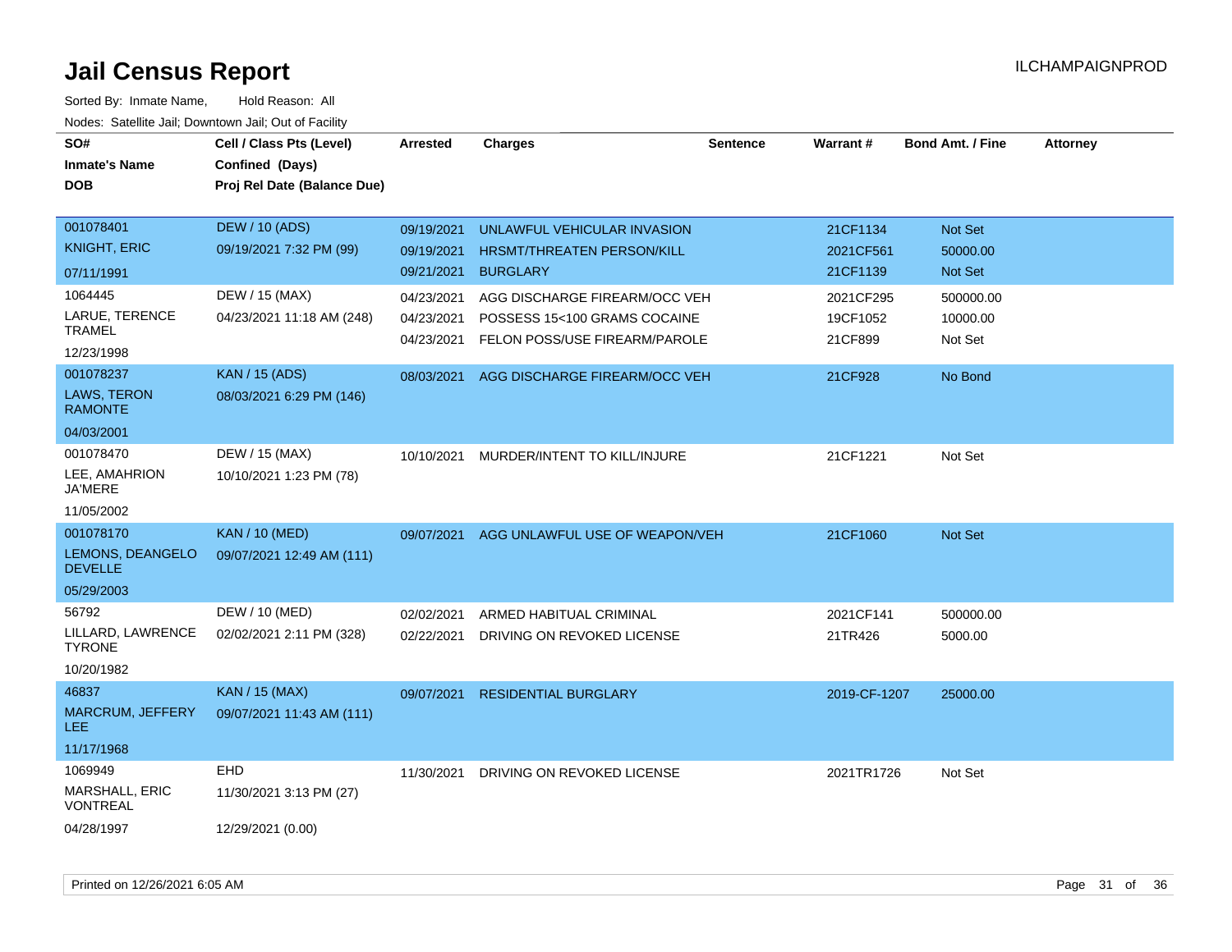# Jail Census Report

ILCHAMPAIGNPROD

Sorted By: Inmate Name, Hold Reason: All

Nodes: Satellite Jail; Downtown Jail; Out of Facility

| SO# / Inmate's Name / DOB | Cell / Class Pts (Level) / Confined (Days) / Proj Rel Date (Balance Due) | Arrested | Charges | Sentence | Warrant # | Bond Amt. / Fine | Attorney |
|---|---|---|---|---|---|---|---|
| 001078401<br>KNIGHT, ERIC<br>07/11/1991 | DEW / 10 (ADS)<br>09/19/2021 7:32 PM (99) | 09/19/2021<br>09/19/2021<br>09/21/2021 | UNLAWFUL VEHICULAR INVASION<br>HRSMT/THREATEN PERSON/KILL<br>BURGLARY | | 21CF1134<br>2021CF561<br>21CF1139 | Not Set<br>50000.00<br>Not Set | |
| 1064445<br>LARUE, TERENCE TRAMEL<br>12/23/1998 | DEW / 15 (MAX)<br>04/23/2021 11:18 AM (248) | 04/23/2021<br>04/23/2021<br>04/23/2021 | AGG DISCHARGE FIREARM/OCC VEH<br>POSSESS 15<100 GRAMS COCAINE<br>FELON POSS/USE FIREARM/PAROLE | | 2021CF295<br>19CF1052<br>21CF899 | 500000.00<br>10000.00<br>Not Set | |
| 001078237<br>LAWS, TERON RAMONTE<br>04/03/2001 | KAN / 15 (ADS)<br>08/03/2021 6:29 PM (146) | 08/03/2021 | AGG DISCHARGE FIREARM/OCC VEH | | 21CF928 | No Bond | |
| 001078470<br>LEE, AMAHRION JA'MERE<br>11/05/2002 | DEW / 15 (MAX)<br>10/10/2021 1:23 PM (78) | 10/10/2021 | MURDER/INTENT TO KILL/INJURE | | 21CF1221 | Not Set | |
| 001078170<br>LEMONS, DEANGELO DEVELLE<br>05/29/2003 | KAN / 10 (MED)<br>09/07/2021 12:49 AM (111) | 09/07/2021 | AGG UNLAWFUL USE OF WEAPON/VEH | | 21CF1060 | Not Set | |
| 56792<br>LILLARD, LAWRENCE TYRONE<br>10/20/1982 | DEW / 10 (MED)<br>02/02/2021 2:11 PM (328) | 02/02/2021<br>02/22/2021 | ARMED HABITUAL CRIMINAL<br>DRIVING ON REVOKED LICENSE | | 2021CF141<br>21TR426 | 500000.00<br>5000.00 | |
| 46837<br>MARCRUM, JEFFERY LEE<br>11/17/1968 | KAN / 15 (MAX)<br>09/07/2021 11:43 AM (111) | 09/07/2021 | RESIDENTIAL BURGLARY | | 2019-CF-1207 | 25000.00 | |
| 1069949<br>MARSHALL, ERIC VONTREAL<br>04/28/1997 | EHD<br>11/30/2021 3:13 PM (27)<br>12/29/2021 (0.00) | 11/30/2021 | DRIVING ON REVOKED LICENSE | | 2021TR1726 | Not Set | |

Printed on 12/26/2021 6:05 AM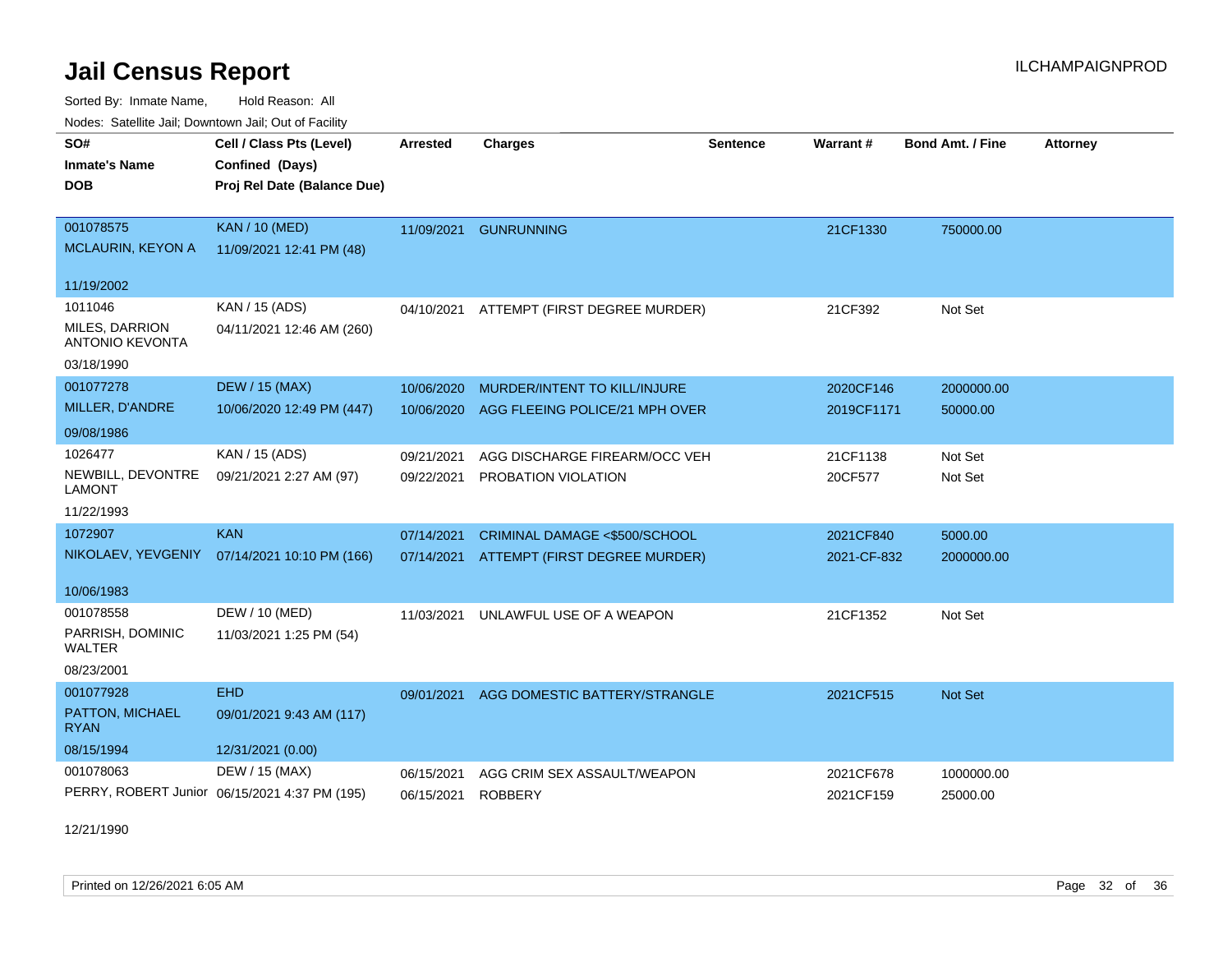# Jail Census Report

ILCHAMPAIGNPROD

Sorted By: Inmate Name, Hold Reason: All

Nodes: Satellite Jail; Downtown Jail; Out of Facility

| SO#<br>Inmate's Name<br>DOB | Cell / Class Pts (Level)<br>Confined (Days)<br>Proj Rel Date (Balance Due) | Arrested | Charges | Sentence | Warrant # | Bond Amt. / Fine | Attorney |
|---|---|---|---|---|---|---|---|
| 001078575<br>MCLAURIN, KEYON A<br>11/19/2002 | KAN / 10 (MED)<br>11/09/2021 12:41 PM (48) | 11/09/2021 | GUNRUNNING | | 21CF1330 | 750000.00 | |
| 1011046<br>MILES, DARRION ANTONIO KEVONTA<br>03/18/1990 | KAN / 15 (ADS)<br>04/11/2021 12:46 AM (260) | 04/10/2021 | ATTEMPT (FIRST DEGREE MURDER) | | 21CF392 | Not Set | |
| 001077278<br>MILLER, D'ANDRE<br>09/08/1986 | DEW / 15 (MAX)<br>10/06/2020 12:49 PM (447) | 10/06/2020 | MURDER/INTENT TO KILL/INJURE | | 2020CF146 | 2000000.00 | |
| | | 10/06/2020 | AGG FLEEING POLICE/21 MPH OVER | | 2019CF1171 | 50000.00 | |
| 1026477<br>NEWBILL, DEVONTRE LAMONT<br>11/22/1993 | KAN / 15 (ADS)<br>09/21/2021 2:27 AM (97) | 09/21/2021 | AGG DISCHARGE FIREARM/OCC VEH | | 21CF1138 | Not Set | |
| | | 09/22/2021 | PROBATION VIOLATION | | 20CF577 | Not Set | |
| 1072907<br>NIKOLAEV, YEVGENIY<br>10/06/1983 | KAN<br>07/14/2021 10:10 PM (166) | 07/14/2021 | CRIMINAL DAMAGE <$500/SCHOOL | | 2021CF840 | 5000.00 | |
| | | 07/14/2021 | ATTEMPT (FIRST DEGREE MURDER) | | 2021-CF-832 | 2000000.00 | |
| 001078558<br>PARRISH, DOMINIC WALTER<br>08/23/2001 | DEW / 10 (MED)<br>11/03/2021 1:25 PM (54) | 11/03/2021 | UNLAWFUL USE OF A WEAPON | | 21CF1352 | Not Set | |
| 001077928<br>PATTON, MICHAEL RYAN<br>08/15/1994 | EHD<br>09/01/2021 9:43 AM (117)<br>12/31/2021 (0.00) | 09/01/2021 | AGG DOMESTIC BATTERY/STRANGLE | | 2021CF515 | Not Set | |
| 001078063<br>PERRY, ROBERT Junior<br>12/21/1990 | DEW / 15 (MAX)<br>06/15/2021 4:37 PM (195) | 06/15/2021 | AGG CRIM SEX ASSAULT/WEAPON | | 2021CF678 | 1000000.00 | |
| | | 06/15/2021 | ROBBERY | | 2021CF159 | 25000.00 | |

Printed on 12/26/2021 6:05 AM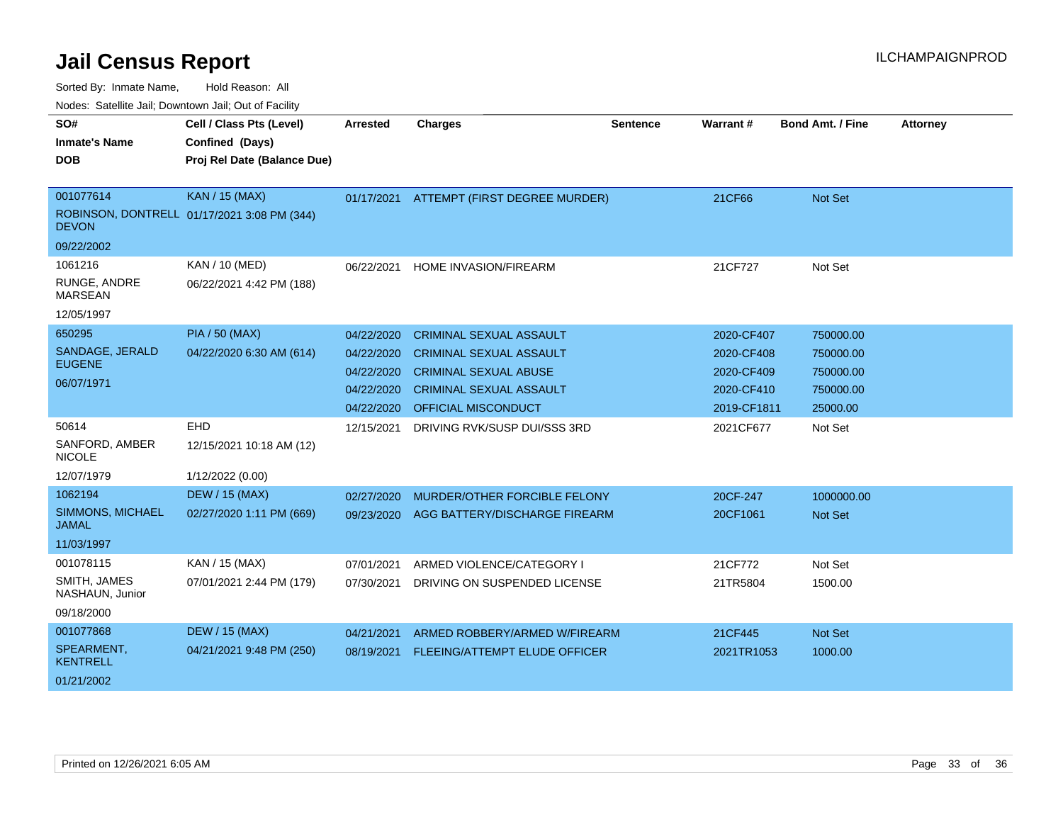# Jail Census Report

ILCHAMPAIGNPROD

Sorted By: Inmate Name, Hold Reason: All

Nodes: Satellite Jail; Downtown Jail; Out of Facility

| SO# / Inmate's Name / DOB | Cell / Class Pts (Level) / Confined (Days) / Proj Rel Date (Balance Due) | Arrested | Charges | Sentence | Warrant # | Bond Amt. / Fine | Attorney |
|---|---|---|---|---|---|---|---|
| 001077614 ROBINSON, DONTRELL DEVON 09/22/2002 | KAN / 15 (MAX) 01/17/2021 3:08 PM (344) | 01/17/2021 | ATTEMPT (FIRST DEGREE MURDER) | | 21CF66 | Not Set | |
| 1061216 RUNGE, ANDRE MARSEAN 12/05/1997 | KAN / 10 (MED) 06/22/2021 4:42 PM (188) | 06/22/2021 | HOME INVASION/FIREARM | | 21CF727 | Not Set | |
| 650295 SANDAGE, JERALD EUGENE 06/07/1971 | PIA / 50 (MAX) 04/22/2020 6:30 AM (614) | 04/22/2020 | CRIMINAL SEXUAL ASSAULT | | 2020-CF407 | 750000.00 | |
| | | 04/22/2020 | CRIMINAL SEXUAL ASSAULT | | 2020-CF408 | 750000.00 | |
| | | 04/22/2020 | CRIMINAL SEXUAL ABUSE | | 2020-CF409 | 750000.00 | |
| | | 04/22/2020 | CRIMINAL SEXUAL ASSAULT | | 2020-CF410 | 750000.00 | |
| | | 04/22/2020 | OFFICIAL MISCONDUCT | | 2019-CF1811 | 25000.00 | |
| 50614 SANFORD, AMBER NICOLE 12/07/1979 | EHD 12/15/2021 10:18 AM (12) 1/12/2022 (0.00) | 12/15/2021 | DRIVING RVK/SUSP DUI/SSS 3RD | | 2021CF677 | Not Set | |
| 1062194 SIMMONS, MICHAEL JAMAL 11/03/1997 | DEW / 15 (MAX) 02/27/2020 1:11 PM (669) | 02/27/2020 | MURDER/OTHER FORCIBLE FELONY | | 20CF-247 | 1000000.00 | |
| | | 09/23/2020 | AGG BATTERY/DISCHARGE FIREARM | | 20CF1061 | Not Set | |
| 001078115 SMITH, JAMES NASHAUN, Junior 09/18/2000 | KAN / 15 (MAX) 07/01/2021 2:44 PM (179) | 07/01/2021 | ARMED VIOLENCE/CATEGORY I | | 21CF772 | Not Set | |
| | | 07/30/2021 | DRIVING ON SUSPENDED LICENSE | | 21TR5804 | 1500.00 | |
| 001077868 SPEARMENT, KENTRELL 01/21/2002 | DEW / 15 (MAX) 04/21/2021 9:48 PM (250) | 04/21/2021 | ARMED ROBBERY/ARMED W/FIREARM | | 21CF445 | Not Set | |
| | | 08/19/2021 | FLEEING/ATTEMPT ELUDE OFFICER | | 2021TR1053 | 1000.00 | |

Printed on 12/26/2021 6:05 AM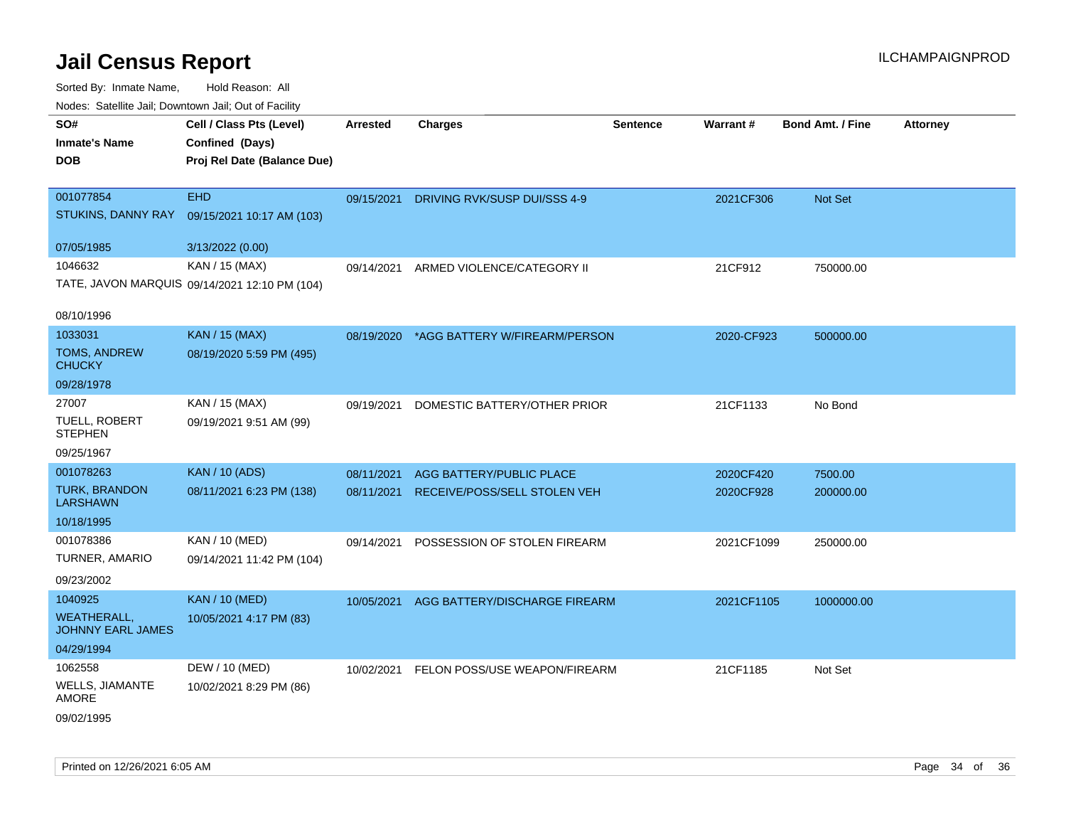# Jail Census Report

ILCHAMPAIGNPROD

Sorted By: Inmate Name, Hold Reason: All

Nodes: Satellite Jail; Downtown Jail; Out of Facility

| SO# / Inmate's Name / DOB | Cell / Class Pts (Level) / Confined (Days) / Proj Rel Date (Balance Due) | Arrested | Charges | Sentence | Warrant # | Bond Amt. / Fine | Attorney |
|---|---|---|---|---|---|---|---|
| 001077854<br>STUKINS, DANNY RAY<br>07/05/1985 | EHD<br>09/15/2021 10:17 AM (103)<br>3/13/2022 (0.00) | 09/15/2021 | DRIVING RVK/SUSP DUI/SSS 4-9 | | 2021CF306 | Not Set | |
| 1046632<br>TATE, JAVON MARQUIS<br>08/10/1996 | KAN / 15 (MAX)<br>09/14/2021 12:10 PM (104) | 09/14/2021 | ARMED VIOLENCE/CATEGORY II | | 21CF912 | 750000.00 | |
| 1033031<br>TOMS, ANDREW CHUCKY<br>09/28/1978 | KAN / 15 (MAX)<br>08/19/2020 5:59 PM (495) | 08/19/2020 | *AGG BATTERY W/FIREARM/PERSON | | 2020-CF923 | 500000.00 | |
| 27007<br>TUELL, ROBERT STEPHEN<br>09/25/1967 | KAN / 15 (MAX)<br>09/19/2021 9:51 AM (99) | 09/19/2021 | DOMESTIC BATTERY/OTHER PRIOR | | 21CF1133 | No Bond | |
| 001078263<br>TURK, BRANDON LARSHAWN<br>10/18/1995 | KAN / 10 (ADS)<br>08/11/2021 6:23 PM (138) | 08/11/2021<br>08/11/2021 | AGG BATTERY/PUBLIC PLACE<br>RECEIVE/POSS/SELL STOLEN VEH | | 2020CF420<br>2020CF928 | 7500.00<br>200000.00 | |
| 001078386<br>TURNER, AMARIO<br>09/23/2002 | KAN / 10 (MED)<br>09/14/2021 11:42 PM (104) | 09/14/2021 | POSSESSION OF STOLEN FIREARM | | 2021CF1099 | 250000.00 | |
| 1040925<br>WEATHERALL, JOHNNY EARL JAMES<br>04/29/1994 | KAN / 10 (MED)<br>10/05/2021 4:17 PM (83) | 10/05/2021 | AGG BATTERY/DISCHARGE FIREARM | | 2021CF1105 | 1000000.00 | |
| 1062558<br>WELLS, JIAMANTE AMORE<br>09/02/1995 | DEW / 10 (MED)<br>10/02/2021 8:29 PM (86) | 10/02/2021 | FELON POSS/USE WEAPON/FIREARM | | 21CF1185 | Not Set | |

Printed on 12/26/2021 6:05 AM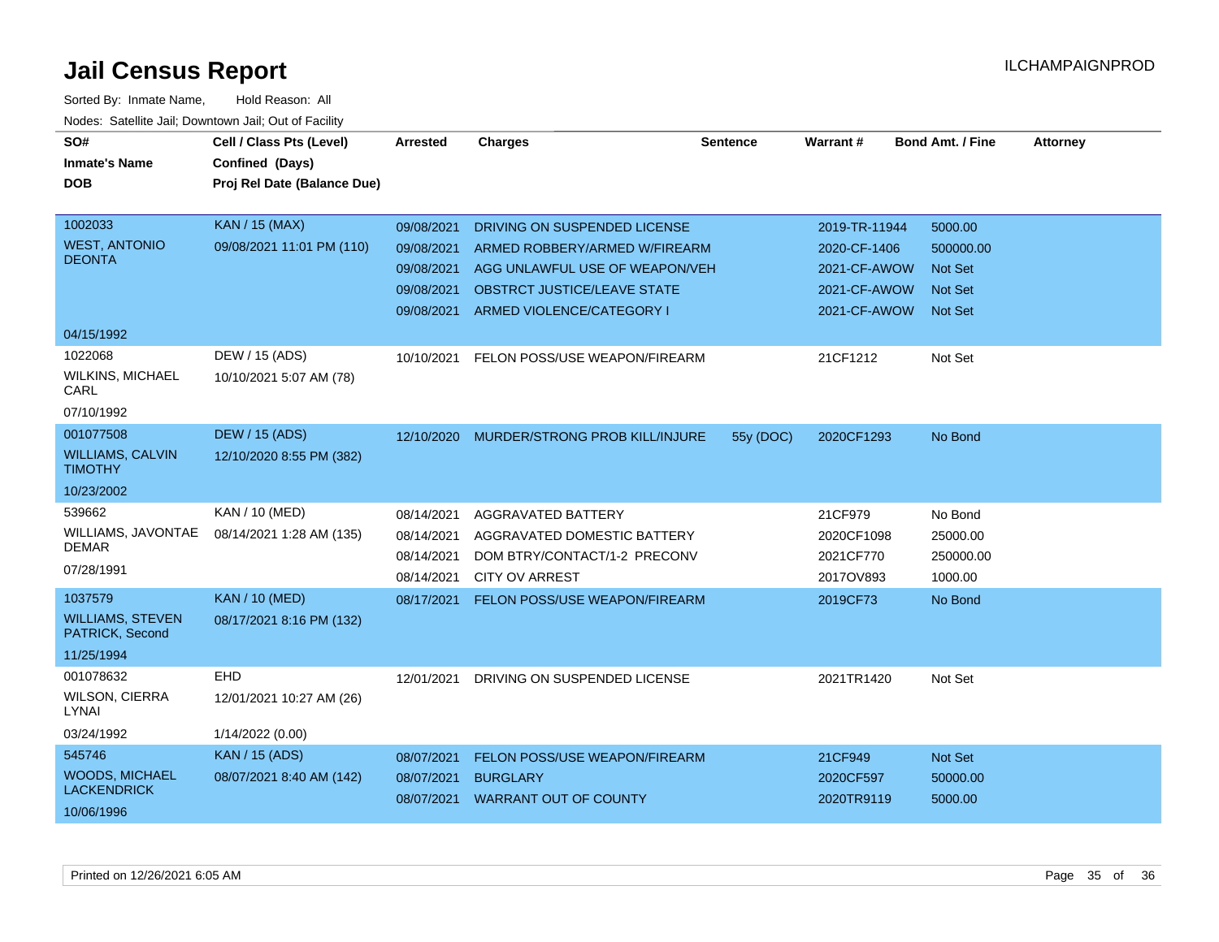# Jail Census Report

ILCHAMPAIGNPROD

Sorted By: Inmate Name, Hold Reason: All

Nodes: Satellite Jail; Downtown Jail; Out of Facility

| SO# / Inmate's Name / DOB | Cell / Class Pts (Level) / Confined (Days) / Proj Rel Date (Balance Due) | Arrested | Charges | Sentence | Warrant # | Bond Amt. / Fine | Attorney |
|---|---|---|---|---|---|---|---|
| 1002033 WEST, ANTONIO DEONTA 04/15/1992 | KAN / 15 (MAX) 09/08/2021 11:01 PM (110) | 09/08/2021 | DRIVING ON SUSPENDED LICENSE | | 2019-TR-11944 | 5000.00 | |
| | | 09/08/2021 | ARMED ROBBERY/ARMED W/FIREARM | | 2020-CF-1406 | 500000.00 | |
| | | 09/08/2021 | AGG UNLAWFUL USE OF WEAPON/VEH | | 2021-CF-AWOW | Not Set | |
| | | 09/08/2021 | OBSTRCT JUSTICE/LEAVE STATE | | 2021-CF-AWOW | Not Set | |
| | | 09/08/2021 | ARMED VIOLENCE/CATEGORY I | | 2021-CF-AWOW | Not Set | |
| 1022068 WILKINS, MICHAEL CARL 07/10/1992 | DEW / 15 (ADS) 10/10/2021 5:07 AM (78) | 10/10/2021 | FELON POSS/USE WEAPON/FIREARM | | 21CF1212 | Not Set | |
| 001077508 WILLIAMS, CALVIN TIMOTHY 10/23/2002 | DEW / 15 (ADS) 12/10/2020 8:55 PM (382) | 12/10/2020 | MURDER/STRONG PROB KILL/INJURE | 55y (DOC) | 2020CF1293 | No Bond | |
| 539662 WILLIAMS, JAVONTAE DEMAR 07/28/1991 | KAN / 10 (MED) 08/14/2021 1:28 AM (135) | 08/14/2021 | AGGRAVATED BATTERY | | 21CF979 | No Bond | |
| | | 08/14/2021 | AGGRAVATED DOMESTIC BATTERY | | 2020CF1098 | 25000.00 | |
| | | 08/14/2021 | DOM BTRY/CONTACT/1-2 PRECONV | | 2021CF770 | 250000.00 | |
| | | 08/14/2021 | CITY OV ARREST | | 2017OV893 | 1000.00 | |
| 1037579 WILLIAMS, STEVEN PATRICK, Second 11/25/1994 | KAN / 10 (MED) 08/17/2021 8:16 PM (132) | 08/17/2021 | FELON POSS/USE WEAPON/FIREARM | | 2019CF73 | No Bond | |
| 001078632 WILSON, CIERRA LYNAI 03/24/1992 | EHD 12/01/2021 10:27 AM (26) 1/14/2022 (0.00) | 12/01/2021 | DRIVING ON SUSPENDED LICENSE | | 2021TR1420 | Not Set | |
| 545746 WOODS, MICHAEL LACKENDRICK 10/06/1996 | KAN / 15 (ADS) 08/07/2021 8:40 AM (142) | 08/07/2021 | FELON POSS/USE WEAPON/FIREARM | | 21CF949 | Not Set | |
| | | 08/07/2021 | BURGLARY | | 2020CF597 | 50000.00 | |
| | | 08/07/2021 | WARRANT OUT OF COUNTY | | 2020TR9119 | 5000.00 | |

Printed on 12/26/2021 6:05 AM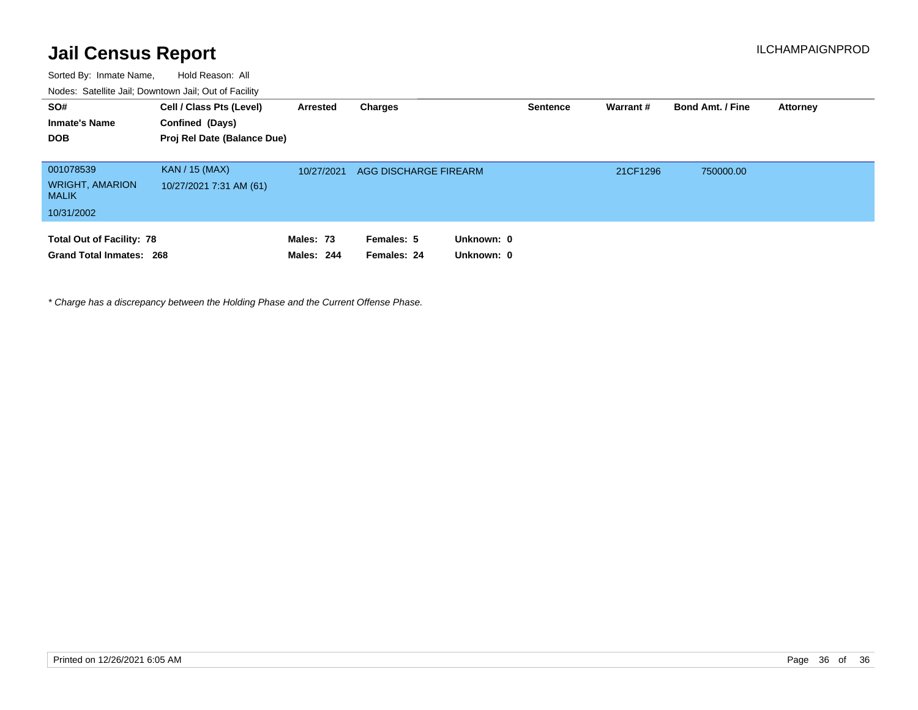# Jail Census Report

ILCHAMPAIGNPROD

Sorted By: Inmate Name, Hold Reason: All

Nodes: Satellite Jail; Downtown Jail; Out of Facility

| SO# / Inmate's Name / DOB | Cell / Class Pts (Level) / Confined (Days) / Proj Rel Date (Balance Due) | Arrested | Charges | Sentence | Warrant # | Bond Amt. / Fine | Attorney |
|---|---|---|---|---|---|---|---|
| 001078539<br>WRIGHT, AMARION MALIK<br>10/31/2002 | KAN / 15 (MAX)<br>10/27/2021 7:31 AM (61) | 10/27/2021 | AGG DISCHARGE FIREARM | | 21CF1296 | 750000.00 | |

**Total Out of Facility: 78** **Males: 73** **Females: 5** **Unknown: 0**

**Grand Total Inmates: 268** **Males: 244** **Females: 24** **Unknown: 0**

*\* Charge has a discrepancy between the Holding Phase and the Current Offense Phase.*

Printed on 12/26/2021 6:05 AM